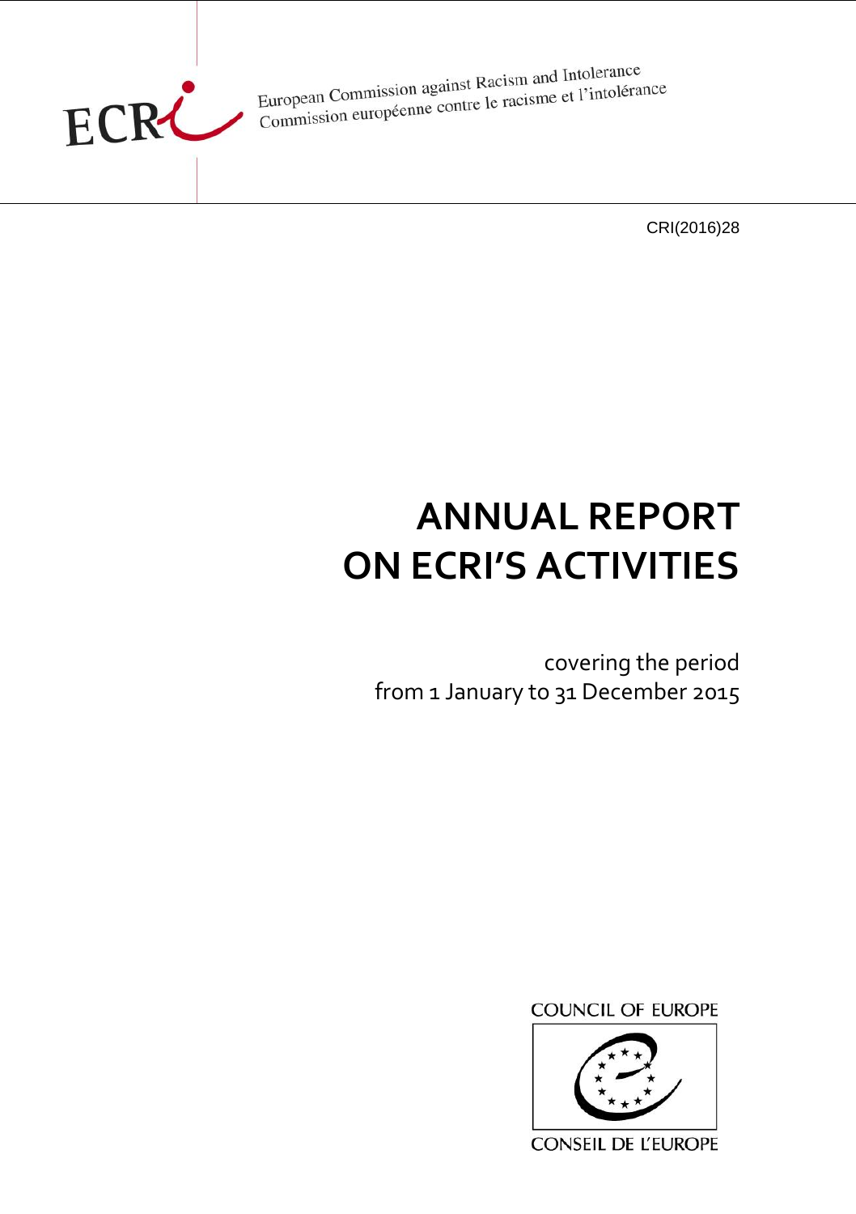ECRI

European Commission against Racism and Intolerance
Commission européenne contre le racisme et l'intolérance

CRI(2016)28

# ANNUAL REPORT ON ECRI'S ACTIVITIES

covering the period
from 1 January to 31 December 2015

COUNCIL OF EUROPE

CONSEIL DE L'EUROPE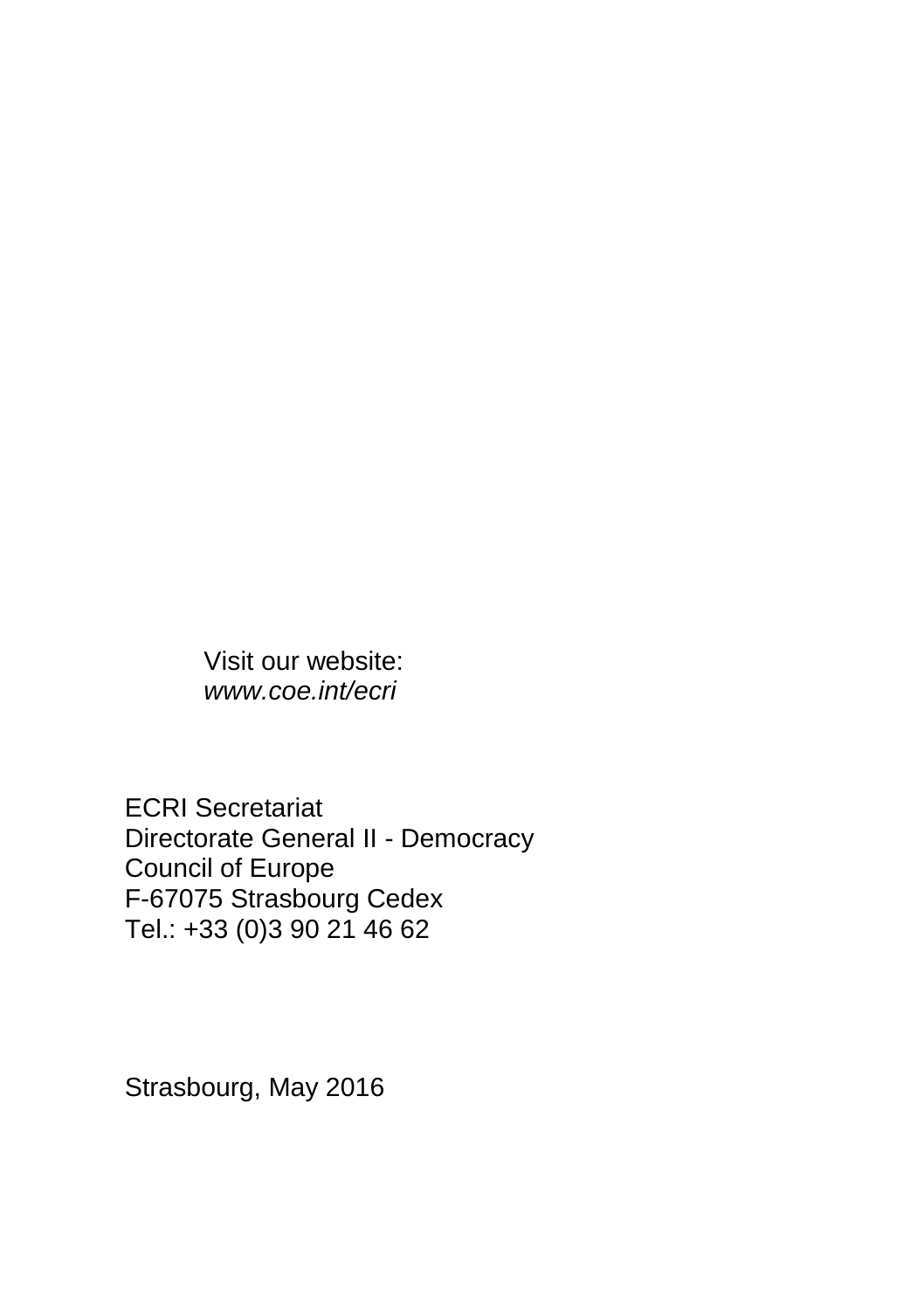Visit our website:
*www.coe.int/ecri*

ECRI Secretariat
Directorate General II - Democracy
Council of Europe
F-67075 Strasbourg Cedex
Tel.: +33 (0)3 90 21 46 62

Strasbourg, May 2016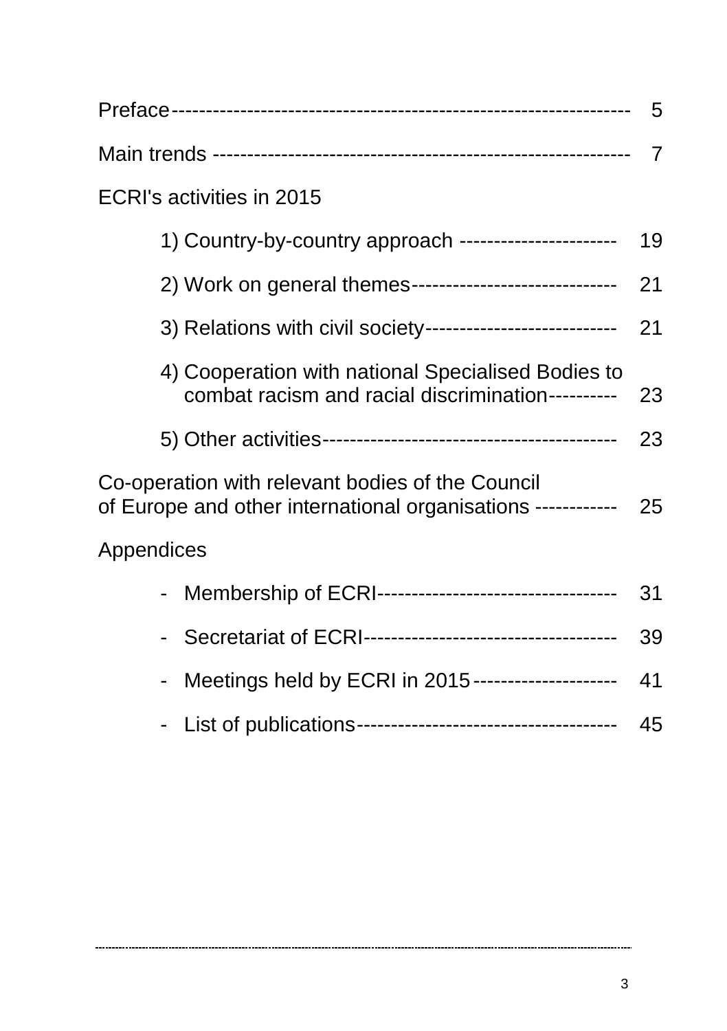Preface ---------------------------------------------------------------- 5

Main trends ------------------------------------------------------------- 7

ECRI's activities in 2015

- 1) Country-by-country approach ---------------------- 19
- 2) Work on general themes----------------------------- 21
- 3) Relations with civil society--------------------------- 21
- 4) Cooperation with national Specialised Bodies to combat racism and racial discrimination---------- 23
- 5) Other activities------------------------------------------ 23

Co-operation with relevant bodies of the Council of Europe and other international organisations ------------ 25

Appendices

- Membership of ECRI---------------------------------- 31
- Secretariat of ECRI------------------------------------ 39
- Meetings held by ECRI in 2015 --------------------- 41
- List of publications-------------------------------------- 45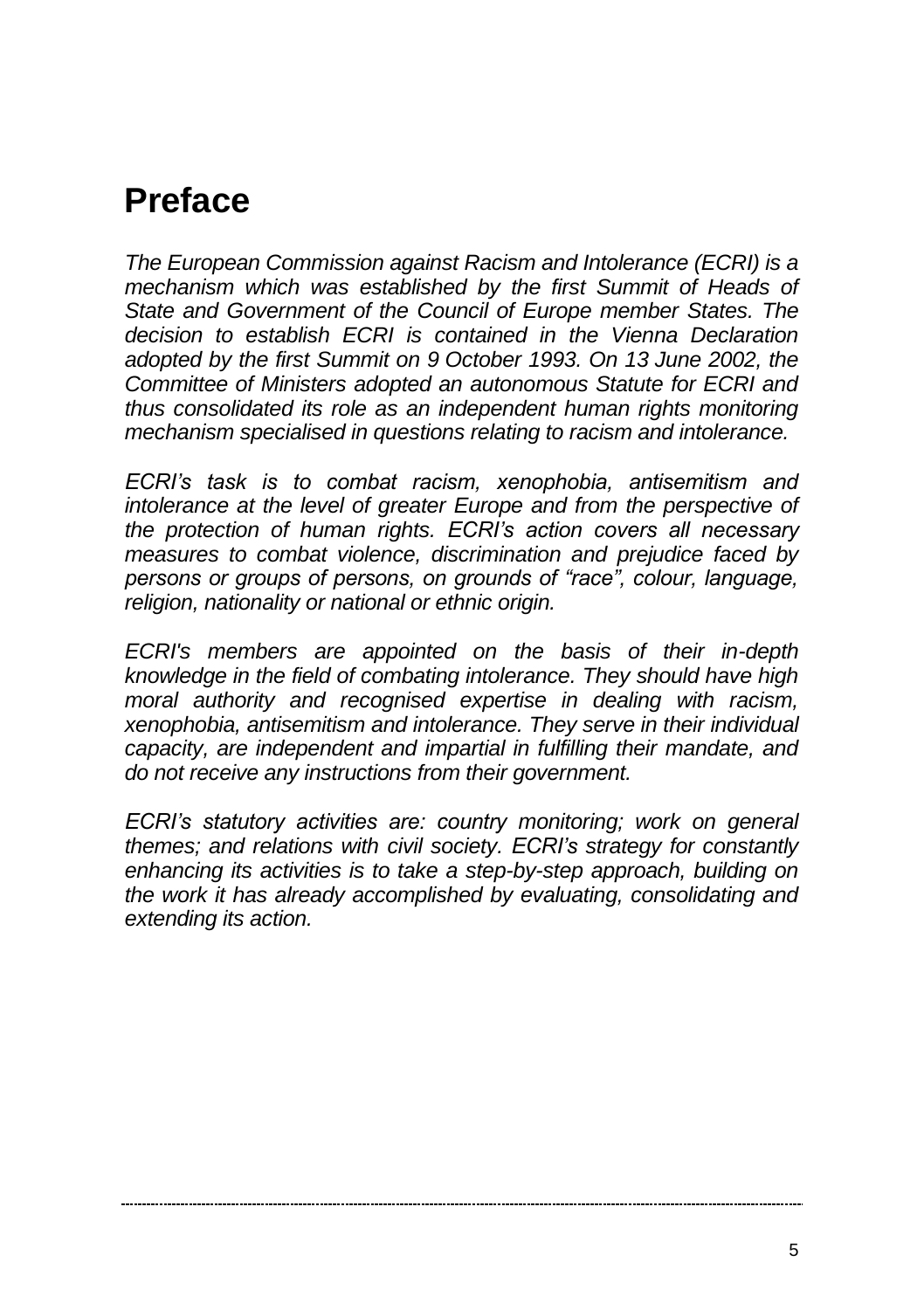# Preface

*The European Commission against Racism and Intolerance (ECRI) is a mechanism which was established by the first Summit of Heads of State and Government of the Council of Europe member States. The decision to establish ECRI is contained in the Vienna Declaration adopted by the first Summit on 9 October 1993. On 13 June 2002, the Committee of Ministers adopted an autonomous Statute for ECRI and thus consolidated its role as an independent human rights monitoring mechanism specialised in questions relating to racism and intolerance.*

*ECRI's task is to combat racism, xenophobia, antisemitism and intolerance at the level of greater Europe and from the perspective of the protection of human rights. ECRI's action covers all necessary measures to combat violence, discrimination and prejudice faced by persons or groups of persons, on grounds of "race", colour, language, religion, nationality or national or ethnic origin.*

*ECRI's members are appointed on the basis of their in-depth knowledge in the field of combating intolerance. They should have high moral authority and recognised expertise in dealing with racism, xenophobia, antisemitism and intolerance. They serve in their individual capacity, are independent and impartial in fulfilling their mandate, and do not receive any instructions from their government.*

*ECRI's statutory activities are: country monitoring; work on general themes; and relations with civil society. ECRI's strategy for constantly enhancing its activities is to take a step-by-step approach, building on the work it has already accomplished by evaluating, consolidating and extending its action.*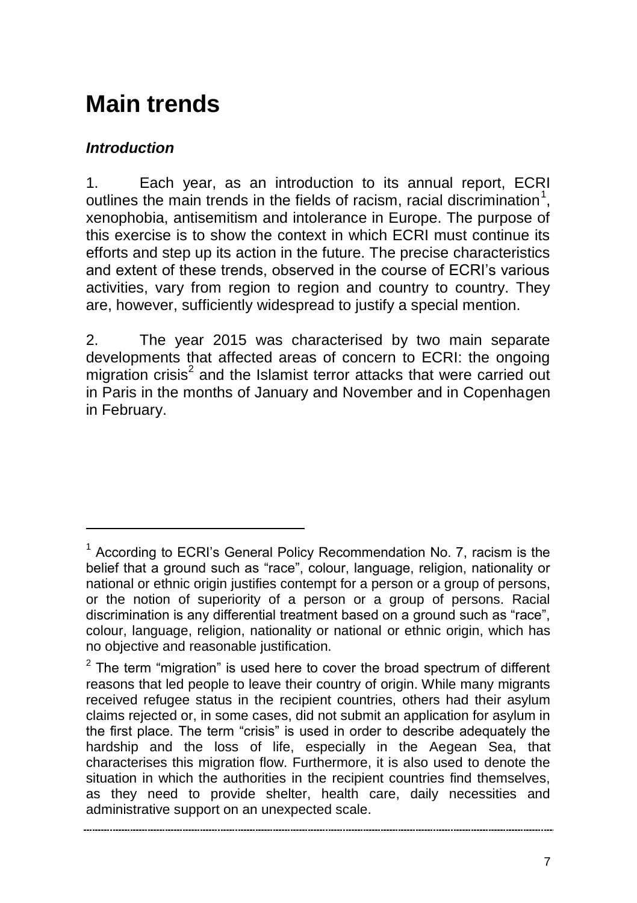# Main trends

### *Introduction*

1. Each year, as an introduction to its annual report, ECRI outlines the main trends in the fields of racism, racial discrimination[1], xenophobia, antisemitism and intolerance in Europe. The purpose of this exercise is to show the context in which ECRI must continue its efforts and step up its action in the future. The precise characteristics and extent of these trends, observed in the course of ECRI's various activities, vary from region to region and country to country. They are, however, sufficiently widespread to justify a special mention.

2. The year 2015 was characterised by two main separate developments that affected areas of concern to ECRI: the ongoing migration crisis[2] and the Islamist terror attacks that were carried out in Paris in the months of January and November and in Copenhagen in February.

---

[1] According to ECRI's General Policy Recommendation No. 7, racism is the belief that a ground such as "race", colour, language, religion, nationality or national or ethnic origin justifies contempt for a person or a group of persons, or the notion of superiority of a person or a group of persons. Racial discrimination is any differential treatment based on a ground such as "race", colour, language, religion, nationality or national or ethnic origin, which has no objective and reasonable justification.

[2] The term "migration" is used here to cover the broad spectrum of different reasons that led people to leave their country of origin. While many migrants received refugee status in the recipient countries, others had their asylum claims rejected or, in some cases, did not submit an application for asylum in the first place. The term "crisis" is used in order to describe adequately the hardship and the loss of life, especially in the Aegean Sea, that characterises this migration flow. Furthermore, it is also used to denote the situation in which the authorities in the recipient countries find themselves, as they need to provide shelter, health care, daily necessities and administrative support on an unexpected scale.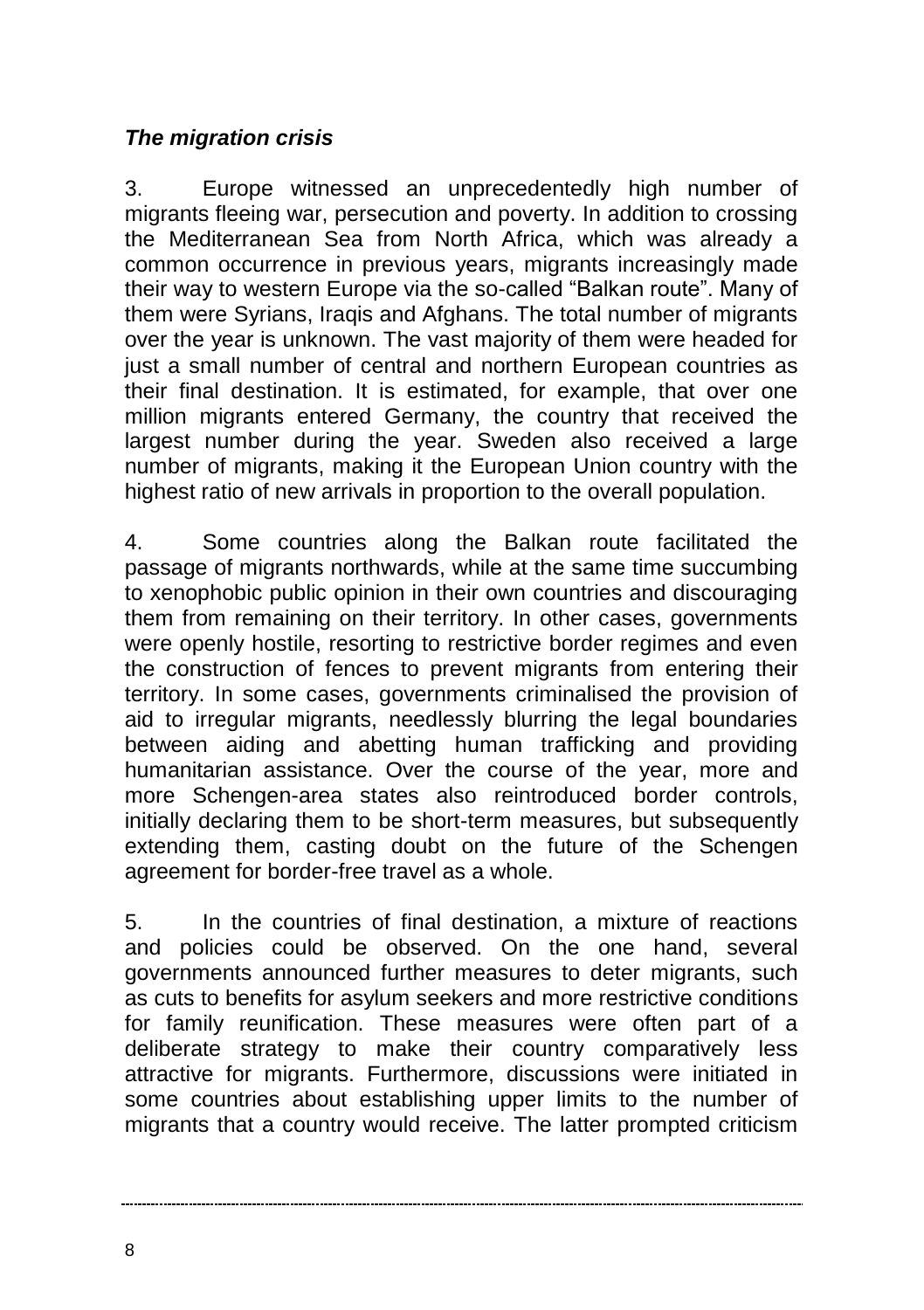### *The migration crisis*

3. Europe witnessed an unprecedentedly high number of migrants fleeing war, persecution and poverty. In addition to crossing the Mediterranean Sea from North Africa, which was already a common occurrence in previous years, migrants increasingly made their way to western Europe via the so-called "Balkan route". Many of them were Syrians, Iraqis and Afghans. The total number of migrants over the year is unknown. The vast majority of them were headed for just a small number of central and northern European countries as their final destination. It is estimated, for example, that over one million migrants entered Germany, the country that received the largest number during the year. Sweden also received a large number of migrants, making it the European Union country with the highest ratio of new arrivals in proportion to the overall population.

4. Some countries along the Balkan route facilitated the passage of migrants northwards, while at the same time succumbing to xenophobic public opinion in their own countries and discouraging them from remaining on their territory. In other cases, governments were openly hostile, resorting to restrictive border regimes and even the construction of fences to prevent migrants from entering their territory. In some cases, governments criminalised the provision of aid to irregular migrants, needlessly blurring the legal boundaries between aiding and abetting human trafficking and providing humanitarian assistance. Over the course of the year, more and more Schengen-area states also reintroduced border controls, initially declaring them to be short-term measures, but subsequently extending them, casting doubt on the future of the Schengen agreement for border-free travel as a whole.

5. In the countries of final destination, a mixture of reactions and policies could be observed. On the one hand, several governments announced further measures to deter migrants, such as cuts to benefits for asylum seekers and more restrictive conditions for family reunification. These measures were often part of a deliberate strategy to make their country comparatively less attractive for migrants. Furthermore, discussions were initiated in some countries about establishing upper limits to the number of migrants that a country would receive. The latter prompted criticism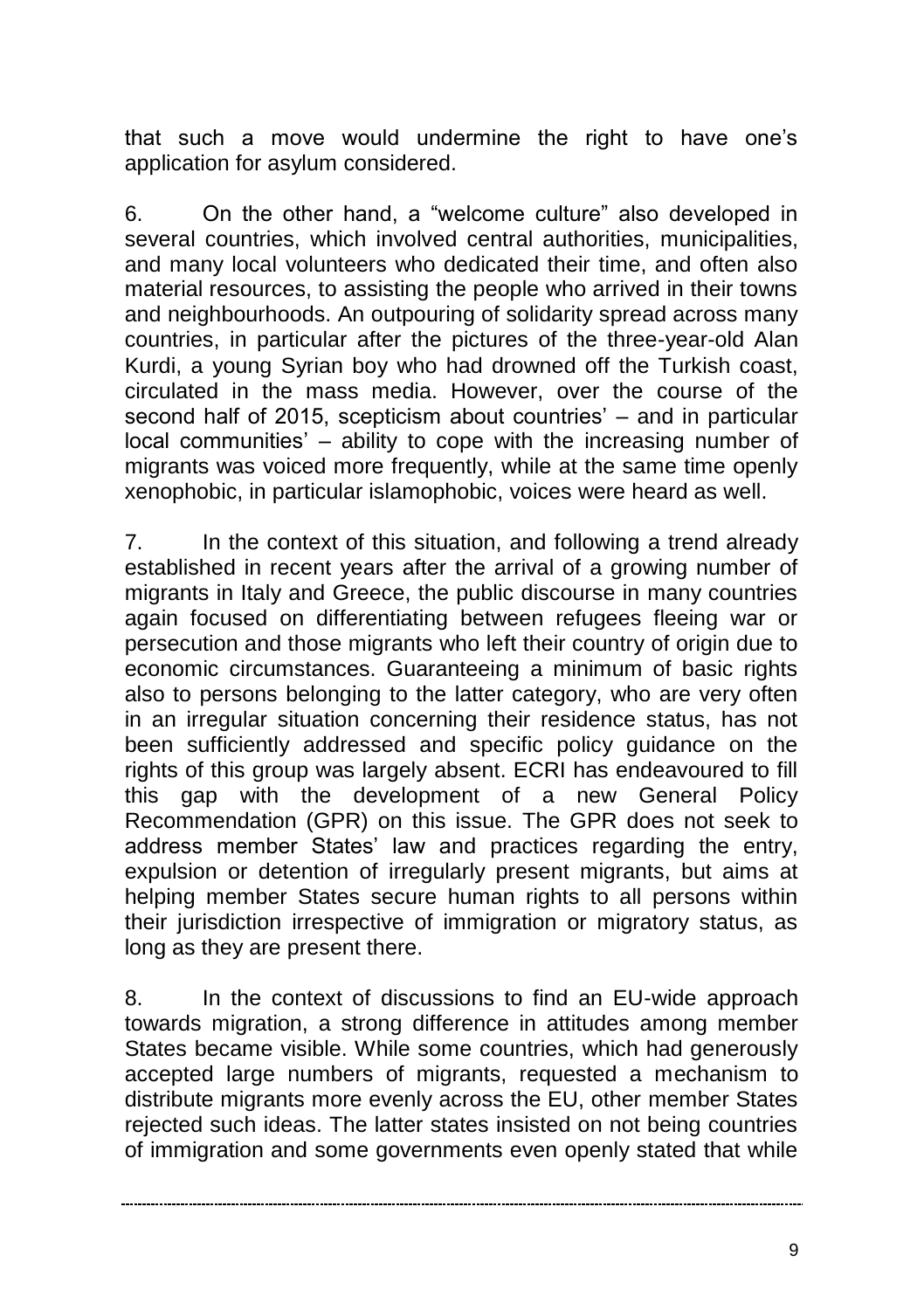that such a move would undermine the right to have one's application for asylum considered.

6. On the other hand, a "welcome culture" also developed in several countries, which involved central authorities, municipalities, and many local volunteers who dedicated their time, and often also material resources, to assisting the people who arrived in their towns and neighbourhoods. An outpouring of solidarity spread across many countries, in particular after the pictures of the three-year-old Alan Kurdi, a young Syrian boy who had drowned off the Turkish coast, circulated in the mass media. However, over the course of the second half of 2015, scepticism about countries' – and in particular local communities' – ability to cope with the increasing number of migrants was voiced more frequently, while at the same time openly xenophobic, in particular islamophobic, voices were heard as well.

7. In the context of this situation, and following a trend already established in recent years after the arrival of a growing number of migrants in Italy and Greece, the public discourse in many countries again focused on differentiating between refugees fleeing war or persecution and those migrants who left their country of origin due to economic circumstances. Guaranteeing a minimum of basic rights also to persons belonging to the latter category, who are very often in an irregular situation concerning their residence status, has not been sufficiently addressed and specific policy guidance on the rights of this group was largely absent. ECRI has endeavoured to fill this gap with the development of a new General Policy Recommendation (GPR) on this issue. The GPR does not seek to address member States' law and practices regarding the entry, expulsion or detention of irregularly present migrants, but aims at helping member States secure human rights to all persons within their jurisdiction irrespective of immigration or migratory status, as long as they are present there.

8. In the context of discussions to find an EU-wide approach towards migration, a strong difference in attitudes among member States became visible. While some countries, which had generously accepted large numbers of migrants, requested a mechanism to distribute migrants more evenly across the EU, other member States rejected such ideas. The latter states insisted on not being countries of immigration and some governments even openly stated that while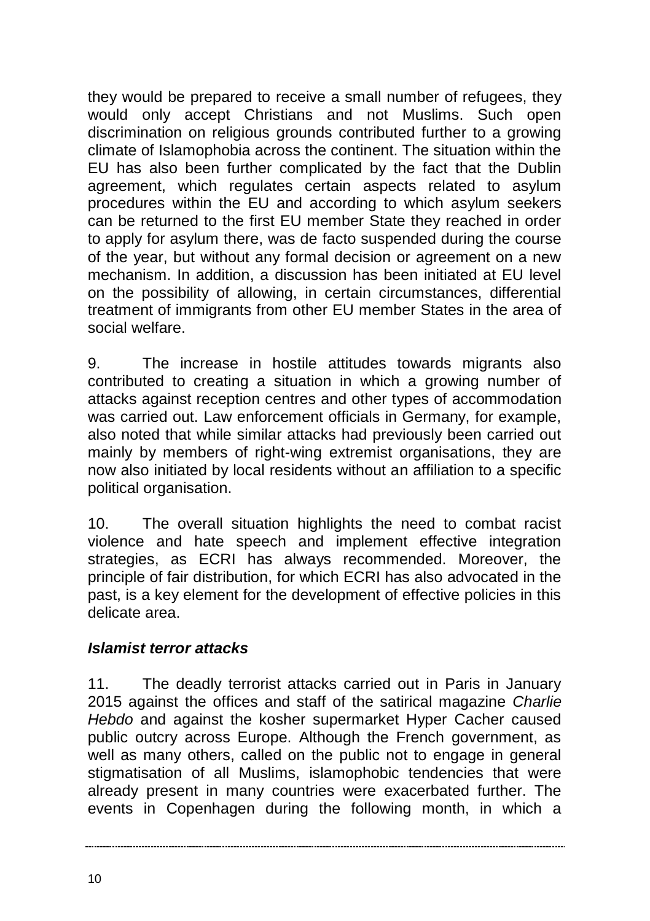they would be prepared to receive a small number of refugees, they would only accept Christians and not Muslims. Such open discrimination on religious grounds contributed further to a growing climate of Islamophobia across the continent. The situation within the EU has also been further complicated by the fact that the Dublin agreement, which regulates certain aspects related to asylum procedures within the EU and according to which asylum seekers can be returned to the first EU member State they reached in order to apply for asylum there, was de facto suspended during the course of the year, but without any formal decision or agreement on a new mechanism. In addition, a discussion has been initiated at EU level on the possibility of allowing, in certain circumstances, differential treatment of immigrants from other EU member States in the area of social welfare.

9. The increase in hostile attitudes towards migrants also contributed to creating a situation in which a growing number of attacks against reception centres and other types of accommodation was carried out. Law enforcement officials in Germany, for example, also noted that while similar attacks had previously been carried out mainly by members of right-wing extremist organisations, they are now also initiated by local residents without an affiliation to a specific political organisation.

10. The overall situation highlights the need to combat racist violence and hate speech and implement effective integration strategies, as ECRI has always recommended. Moreover, the principle of fair distribution, for which ECRI has also advocated in the past, is a key element for the development of effective policies in this delicate area.

### *Islamist terror attacks*

11. The deadly terrorist attacks carried out in Paris in January 2015 against the offices and staff of the satirical magazine *Charlie Hebdo* and against the kosher supermarket Hyper Cacher caused public outcry across Europe. Although the French government, as well as many others, called on the public not to engage in general stigmatisation of all Muslims, islamophobic tendencies that were already present in many countries were exacerbated further. The events in Copenhagen during the following month, in which a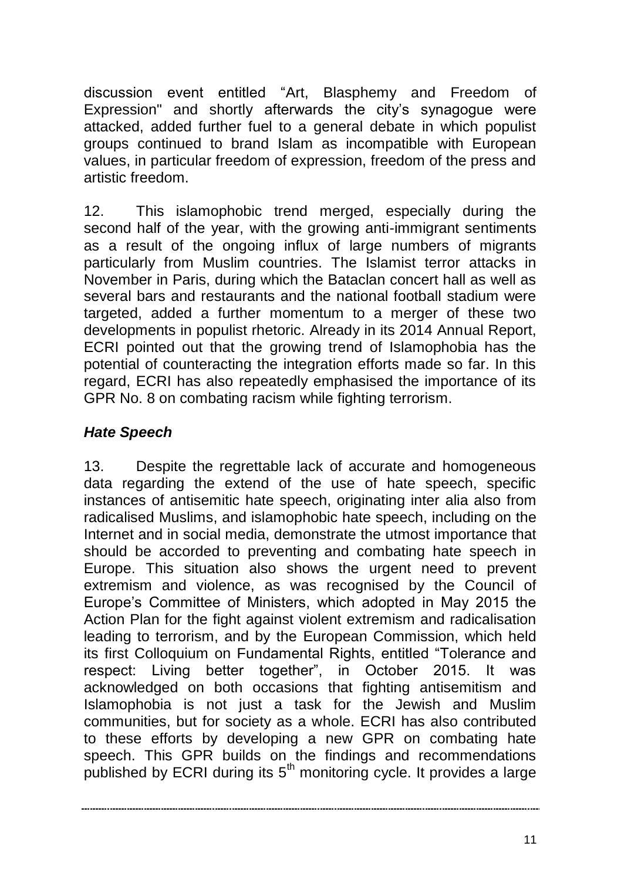discussion event entitled "Art, Blasphemy and Freedom of Expression" and shortly afterwards the city's synagogue were attacked, added further fuel to a general debate in which populist groups continued to brand Islam as incompatible with European values, in particular freedom of expression, freedom of the press and artistic freedom.

12. This islamophobic trend merged, especially during the second half of the year, with the growing anti-immigrant sentiments as a result of the ongoing influx of large numbers of migrants particularly from Muslim countries. The Islamist terror attacks in November in Paris, during which the Bataclan concert hall as well as several bars and restaurants and the national football stadium were targeted, added a further momentum to a merger of these two developments in populist rhetoric. Already in its 2014 Annual Report, ECRI pointed out that the growing trend of Islamophobia has the potential of counteracting the integration efforts made so far. In this regard, ECRI has also repeatedly emphasised the importance of its GPR No. 8 on combating racism while fighting terrorism.

### *Hate Speech*

13. Despite the regrettable lack of accurate and homogeneous data regarding the extend of the use of hate speech, specific instances of antisemitic hate speech, originating inter alia also from radicalised Muslims, and islamophobic hate speech, including on the Internet and in social media, demonstrate the utmost importance that should be accorded to preventing and combating hate speech in Europe. This situation also shows the urgent need to prevent extremism and violence, as was recognised by the Council of Europe's Committee of Ministers, which adopted in May 2015 the Action Plan for the fight against violent extremism and radicalisation leading to terrorism, and by the European Commission, which held its first Colloquium on Fundamental Rights, entitled "Tolerance and respect: Living better together", in October 2015. It was acknowledged on both occasions that fighting antisemitism and Islamophobia is not just a task for the Jewish and Muslim communities, but for society as a whole. ECRI has also contributed to these efforts by developing a new GPR on combating hate speech. This GPR builds on the findings and recommendations published by ECRI during its 5th monitoring cycle. It provides a large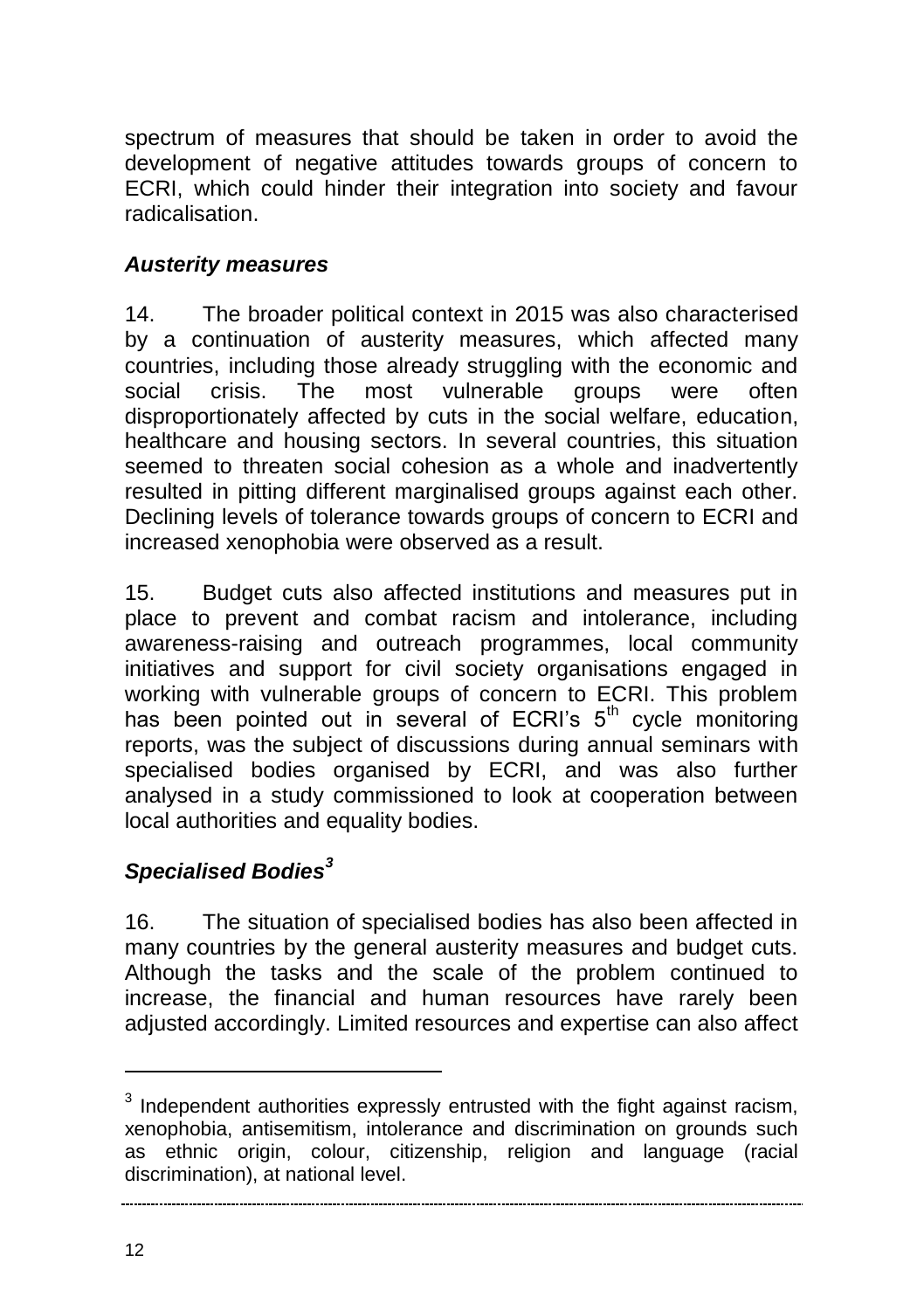spectrum of measures that should be taken in order to avoid the development of negative attitudes towards groups of concern to ECRI, which could hinder their integration into society and favour radicalisation.

### *Austerity measures*

14. The broader political context in 2015 was also characterised by a continuation of austerity measures, which affected many countries, including those already struggling with the economic and social crisis. The most vulnerable groups were often disproportionately affected by cuts in the social welfare, education, healthcare and housing sectors. In several countries, this situation seemed to threaten social cohesion as a whole and inadvertently resulted in pitting different marginalised groups against each other. Declining levels of tolerance towards groups of concern to ECRI and increased xenophobia were observed as a result.

15. Budget cuts also affected institutions and measures put in place to prevent and combat racism and intolerance, including awareness-raising and outreach programmes, local community initiatives and support for civil society organisations engaged in working with vulnerable groups of concern to ECRI. This problem has been pointed out in several of ECRI's 5th cycle monitoring reports, was the subject of discussions during annual seminars with specialised bodies organised by ECRI, and was also further analysed in a study commissioned to look at cooperation between local authorities and equality bodies.

### *Specialised Bodies*[3]

16. The situation of specialised bodies has also been affected in many countries by the general austerity measures and budget cuts. Although the tasks and the scale of the problem continued to increase, the financial and human resources have rarely been adjusted accordingly. Limited resources and expertise can also affect

---

[3] Independent authorities expressly entrusted with the fight against racism, xenophobia, antisemitism, intolerance and discrimination on grounds such as ethnic origin, colour, citizenship, religion and language (racial discrimination), at national level.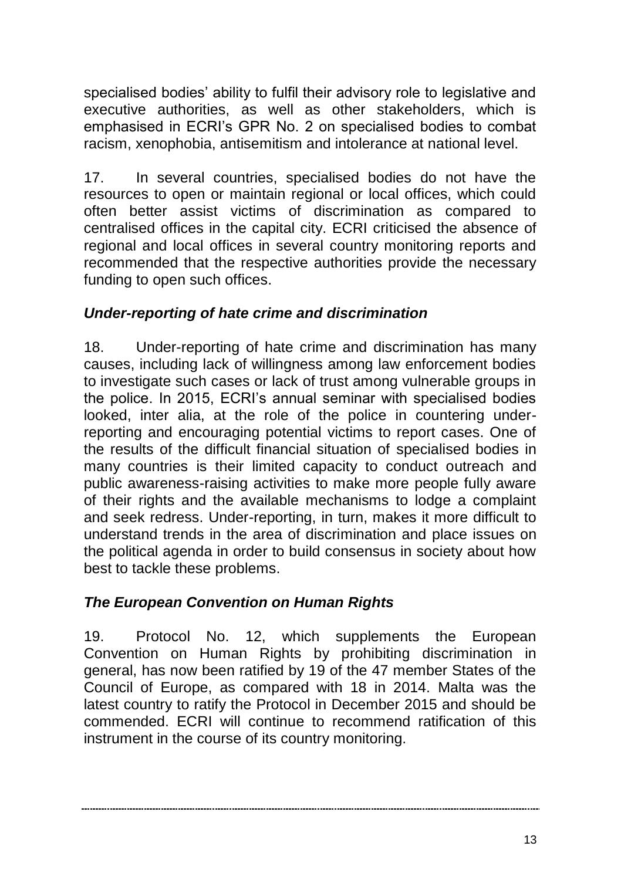specialised bodies' ability to fulfil their advisory role to legislative and executive authorities, as well as other stakeholders, which is emphasised in ECRI's GPR No. 2 on specialised bodies to combat racism, xenophobia, antisemitism and intolerance at national level.

17. In several countries, specialised bodies do not have the resources to open or maintain regional or local offices, which could often better assist victims of discrimination as compared to centralised offices in the capital city. ECRI criticised the absence of regional and local offices in several country monitoring reports and recommended that the respective authorities provide the necessary funding to open such offices.

### *Under-reporting of hate crime and discrimination*

18. Under-reporting of hate crime and discrimination has many causes, including lack of willingness among law enforcement bodies to investigate such cases or lack of trust among vulnerable groups in the police. In 2015, ECRI's annual seminar with specialised bodies looked, inter alia, at the role of the police in countering under-reporting and encouraging potential victims to report cases. One of the results of the difficult financial situation of specialised bodies in many countries is their limited capacity to conduct outreach and public awareness-raising activities to make more people fully aware of their rights and the available mechanisms to lodge a complaint and seek redress. Under-reporting, in turn, makes it more difficult to understand trends in the area of discrimination and place issues on the political agenda in order to build consensus in society about how best to tackle these problems.

### *The European Convention on Human Rights*

19. Protocol No. 12, which supplements the European Convention on Human Rights by prohibiting discrimination in general, has now been ratified by 19 of the 47 member States of the Council of Europe, as compared with 18 in 2014. Malta was the latest country to ratify the Protocol in December 2015 and should be commended. ECRI will continue to recommend ratification of this instrument in the course of its country monitoring.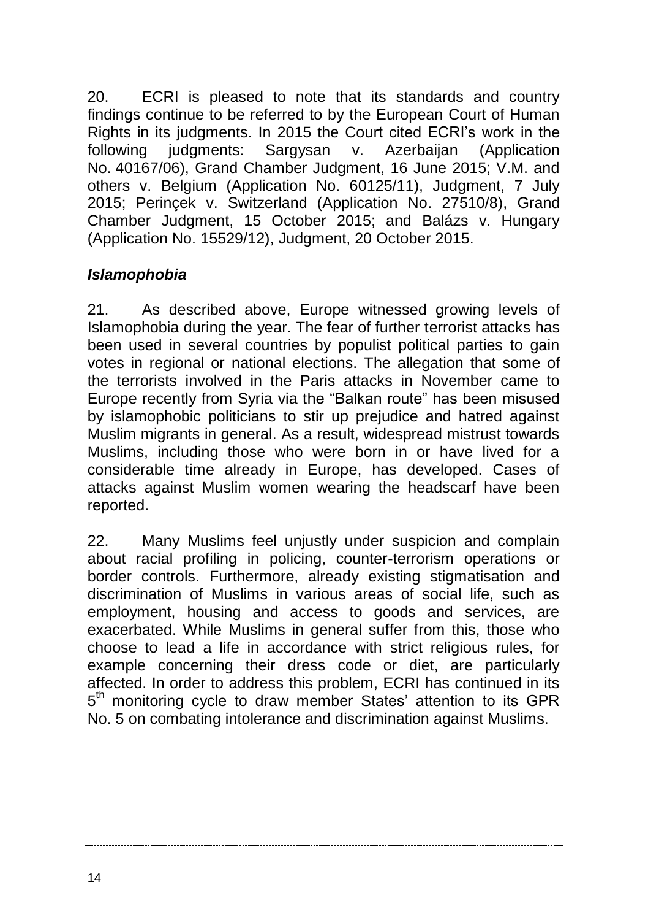20. ECRI is pleased to note that its standards and country findings continue to be referred to by the European Court of Human Rights in its judgments. In 2015 the Court cited ECRI's work in the following judgments: Sargysan v. Azerbaijan (Application No. 40167/06), Grand Chamber Judgment, 16 June 2015; V.M. and others v. Belgium (Application No. 60125/11), Judgment, 7 July 2015; Perinçek v. Switzerland (Application No. 27510/8), Grand Chamber Judgment, 15 October 2015; and Balázs v. Hungary (Application No. 15529/12), Judgment, 20 October 2015.

### *Islamophobia*

21. As described above, Europe witnessed growing levels of Islamophobia during the year. The fear of further terrorist attacks has been used in several countries by populist political parties to gain votes in regional or national elections. The allegation that some of the terrorists involved in the Paris attacks in November came to Europe recently from Syria via the "Balkan route" has been misused by islamophobic politicians to stir up prejudice and hatred against Muslim migrants in general. As a result, widespread mistrust towards Muslims, including those who were born in or have lived for a considerable time already in Europe, has developed. Cases of attacks against Muslim women wearing the headscarf have been reported.

22. Many Muslims feel unjustly under suspicion and complain about racial profiling in policing, counter-terrorism operations or border controls. Furthermore, already existing stigmatisation and discrimination of Muslims in various areas of social life, such as employment, housing and access to goods and services, are exacerbated. While Muslims in general suffer from this, those who choose to lead a life in accordance with strict religious rules, for example concerning their dress code or diet, are particularly affected. In order to address this problem, ECRI has continued in its 5th monitoring cycle to draw member States' attention to its GPR No. 5 on combating intolerance and discrimination against Muslims.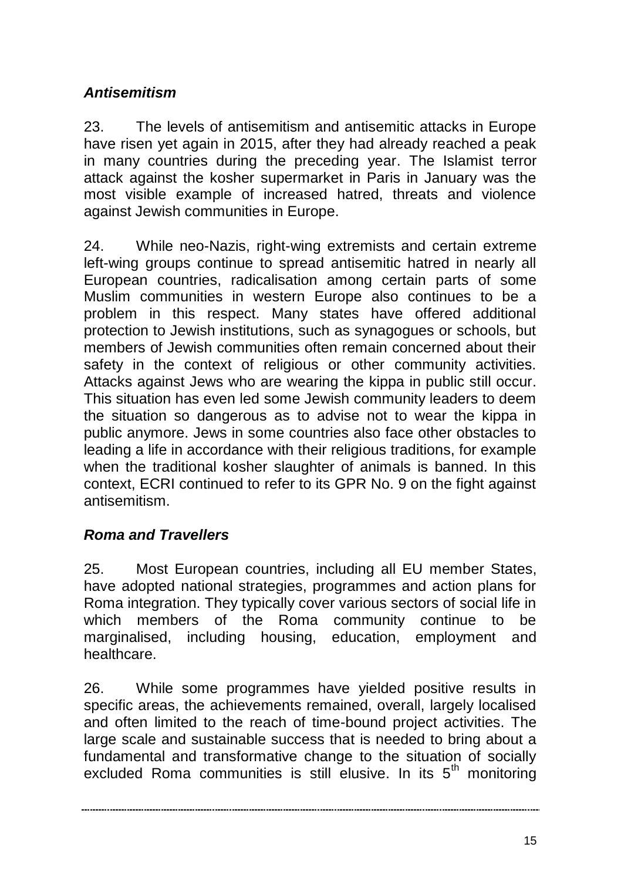***Antisemitism***

23. The levels of antisemitism and antisemitic attacks in Europe have risen yet again in 2015, after they had already reached a peak in many countries during the preceding year. The Islamist terror attack against the kosher supermarket in Paris in January was the most visible example of increased hatred, threats and violence against Jewish communities in Europe.

24. While neo-Nazis, right-wing extremists and certain extreme left-wing groups continue to spread antisemitic hatred in nearly all European countries, radicalisation among certain parts of some Muslim communities in western Europe also continues to be a problem in this respect. Many states have offered additional protection to Jewish institutions, such as synagogues or schools, but members of Jewish communities often remain concerned about their safety in the context of religious or other community activities. Attacks against Jews who are wearing the kippa in public still occur. This situation has even led some Jewish community leaders to deem the situation so dangerous as to advise not to wear the kippa in public anymore. Jews in some countries also face other obstacles to leading a life in accordance with their religious traditions, for example when the traditional kosher slaughter of animals is banned. In this context, ECRI continued to refer to its GPR No. 9 on the fight against antisemitism.

***Roma and Travellers***

25. Most European countries, including all EU member States, have adopted national strategies, programmes and action plans for Roma integration. They typically cover various sectors of social life in which members of the Roma community continue to be marginalised, including housing, education, employment and healthcare.

26. While some programmes have yielded positive results in specific areas, the achievements remained, overall, largely localised and often limited to the reach of time-bound project activities. The large scale and sustainable success that is needed to bring about a fundamental and transformative change to the situation of socially excluded Roma communities is still elusive. In its 5th monitoring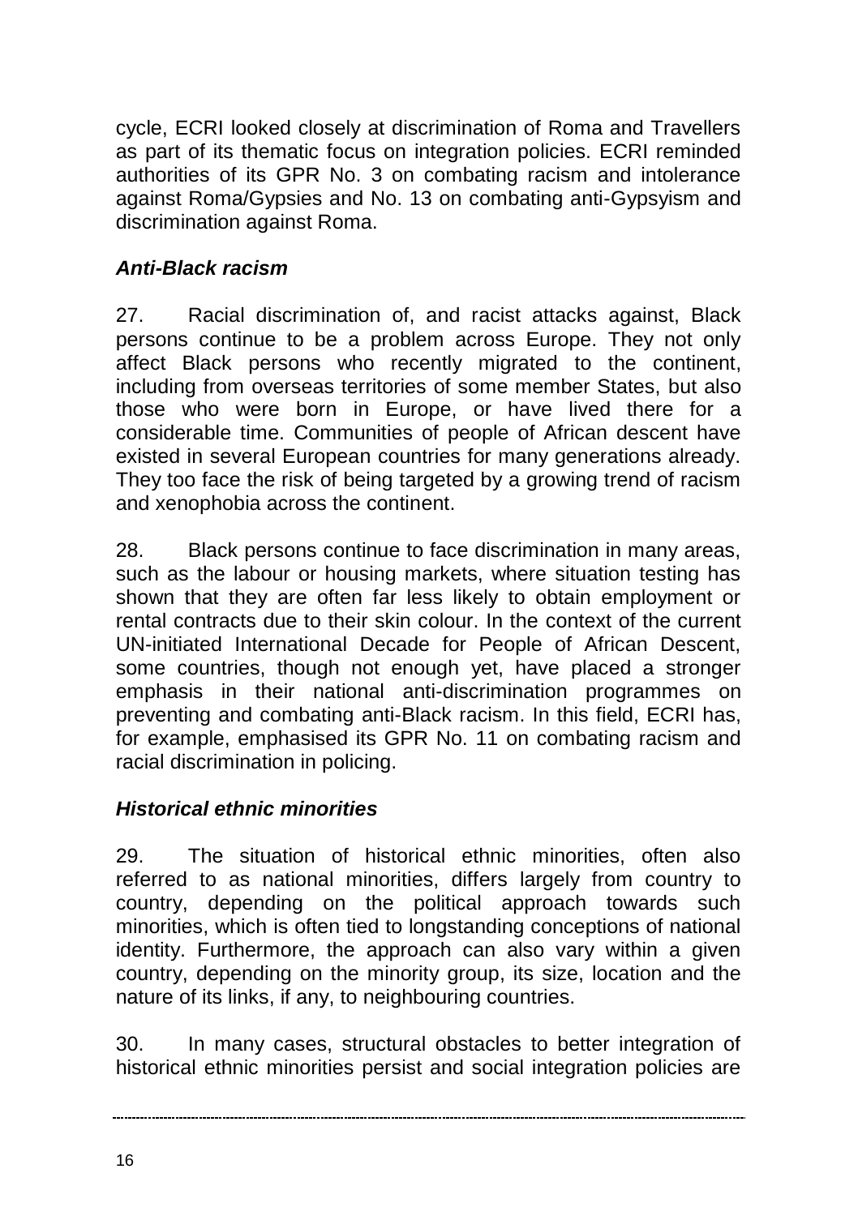cycle, ECRI looked closely at discrimination of Roma and Travellers as part of its thematic focus on integration policies. ECRI reminded authorities of its GPR No. 3 on combating racism and intolerance against Roma/Gypsies and No. 13 on combating anti-Gypsyism and discrimination against Roma.

### *Anti-Black racism*

27. Racial discrimination of, and racist attacks against, Black persons continue to be a problem across Europe. They not only affect Black persons who recently migrated to the continent, including from overseas territories of some member States, but also those who were born in Europe, or have lived there for a considerable time. Communities of people of African descent have existed in several European countries for many generations already. They too face the risk of being targeted by a growing trend of racism and xenophobia across the continent.

28. Black persons continue to face discrimination in many areas, such as the labour or housing markets, where situation testing has shown that they are often far less likely to obtain employment or rental contracts due to their skin colour. In the context of the current UN-initiated International Decade for People of African Descent, some countries, though not enough yet, have placed a stronger emphasis in their national anti-discrimination programmes on preventing and combating anti-Black racism. In this field, ECRI has, for example, emphasised its GPR No. 11 on combating racism and racial discrimination in policing.

### *Historical ethnic minorities*

29. The situation of historical ethnic minorities, often also referred to as national minorities, differs largely from country to country, depending on the political approach towards such minorities, which is often tied to longstanding conceptions of national identity. Furthermore, the approach can also vary within a given country, depending on the minority group, its size, location and the nature of its links, if any, to neighbouring countries.

30. In many cases, structural obstacles to better integration of historical ethnic minorities persist and social integration policies are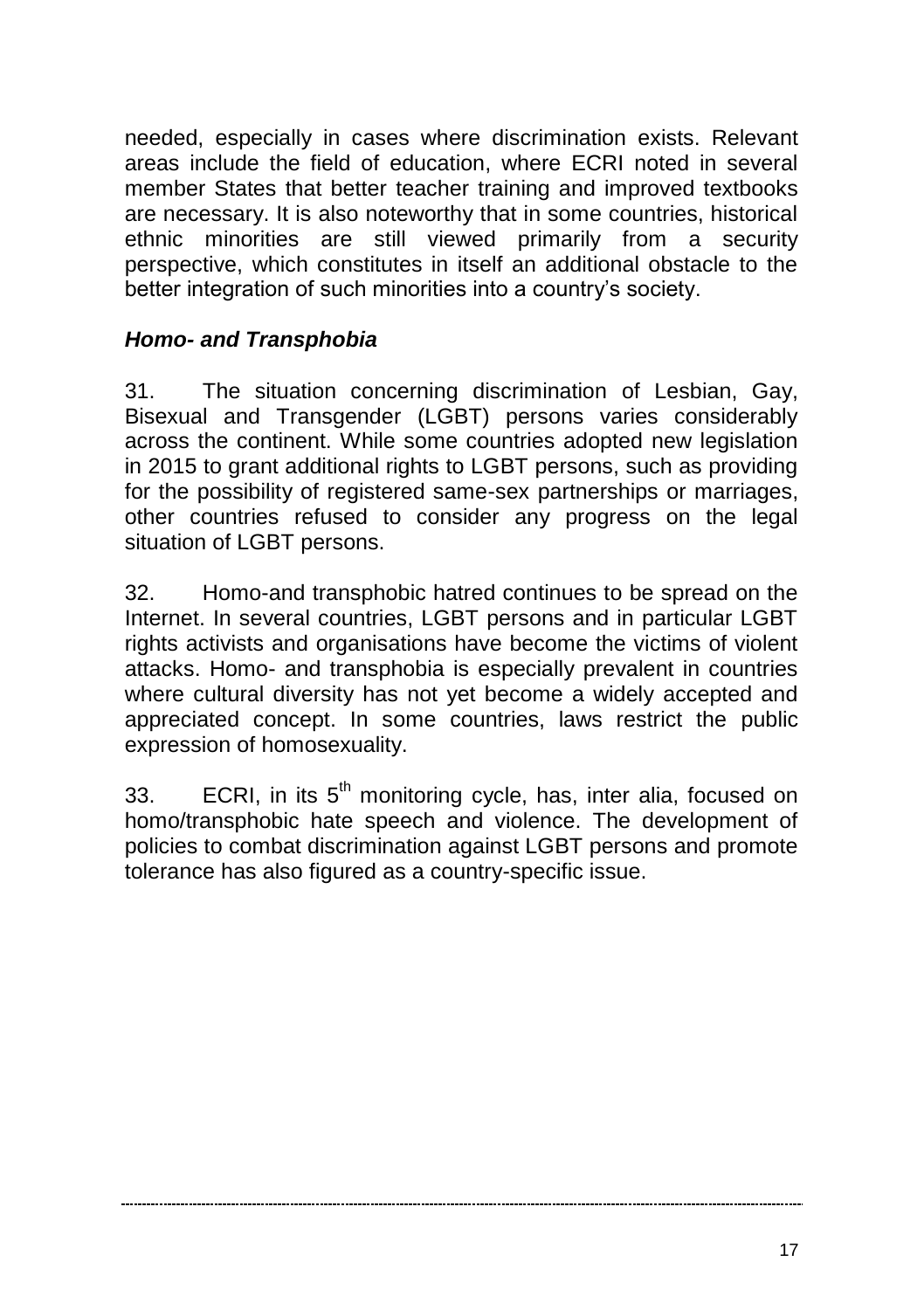needed, especially in cases where discrimination exists. Relevant areas include the field of education, where ECRI noted in several member States that better teacher training and improved textbooks are necessary. It is also noteworthy that in some countries, historical ethnic minorities are still viewed primarily from a security perspective, which constitutes in itself an additional obstacle to the better integration of such minorities into a country's society.

### *Homo- and Transphobia*

31. The situation concerning discrimination of Lesbian, Gay, Bisexual and Transgender (LGBT) persons varies considerably across the continent. While some countries adopted new legislation in 2015 to grant additional rights to LGBT persons, such as providing for the possibility of registered same-sex partnerships or marriages, other countries refused to consider any progress on the legal situation of LGBT persons.

32. Homo-and transphobic hatred continues to be spread on the Internet. In several countries, LGBT persons and in particular LGBT rights activists and organisations have become the victims of violent attacks. Homo- and transphobia is especially prevalent in countries where cultural diversity has not yet become a widely accepted and appreciated concept. In some countries, laws restrict the public expression of homosexuality.

33. ECRI, in its 5th monitoring cycle, has, inter alia, focused on homo/transphobic hate speech and violence. The development of policies to combat discrimination against LGBT persons and promote tolerance has also figured as a country-specific issue.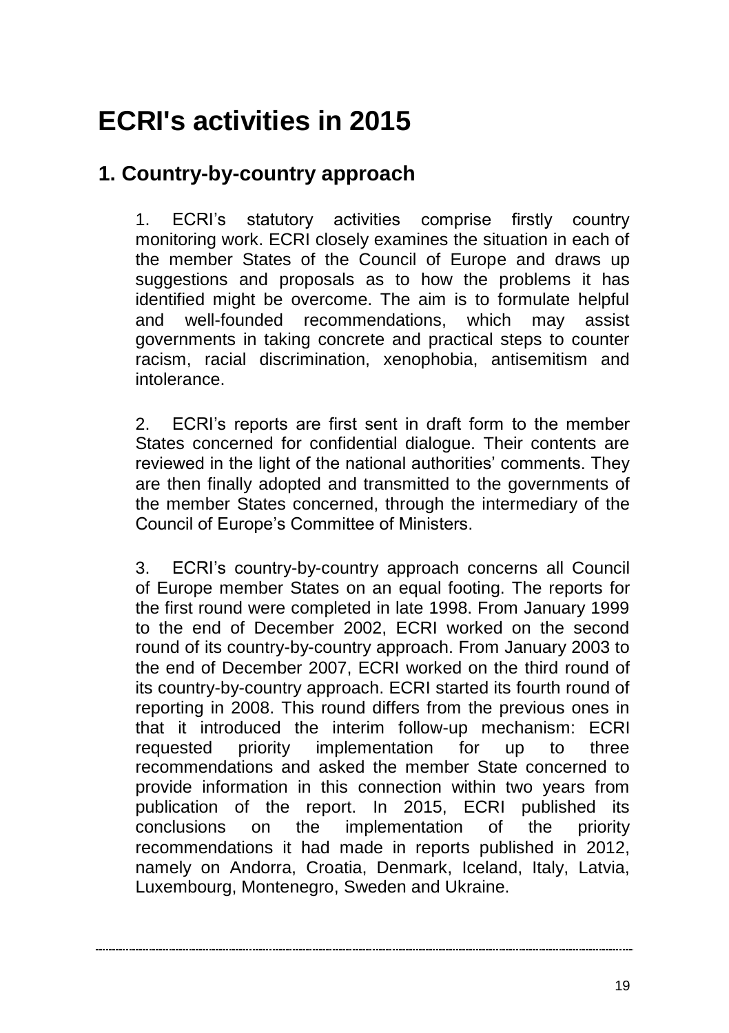# ECRI's activities in 2015

## 1. Country-by-country approach

1. ECRI's statutory activities comprise firstly country monitoring work. ECRI closely examines the situation in each of the member States of the Council of Europe and draws up suggestions and proposals as to how the problems it has identified might be overcome. The aim is to formulate helpful and well-founded recommendations, which may assist governments in taking concrete and practical steps to counter racism, racial discrimination, xenophobia, antisemitism and intolerance.

2. ECRI's reports are first sent in draft form to the member States concerned for confidential dialogue. Their contents are reviewed in the light of the national authorities' comments. They are then finally adopted and transmitted to the governments of the member States concerned, through the intermediary of the Council of Europe's Committee of Ministers.

3. ECRI's country-by-country approach concerns all Council of Europe member States on an equal footing. The reports for the first round were completed in late 1998. From January 1999 to the end of December 2002, ECRI worked on the second round of its country-by-country approach. From January 2003 to the end of December 2007, ECRI worked on the third round of its country-by-country approach. ECRI started its fourth round of reporting in 2008. This round differs from the previous ones in that it introduced the interim follow-up mechanism: ECRI requested priority implementation for up to three recommendations and asked the member State concerned to provide information in this connection within two years from publication of the report. In 2015, ECRI published its conclusions on the implementation of the priority recommendations it had made in reports published in 2012, namely on Andorra, Croatia, Denmark, Iceland, Italy, Latvia, Luxembourg, Montenegro, Sweden and Ukraine.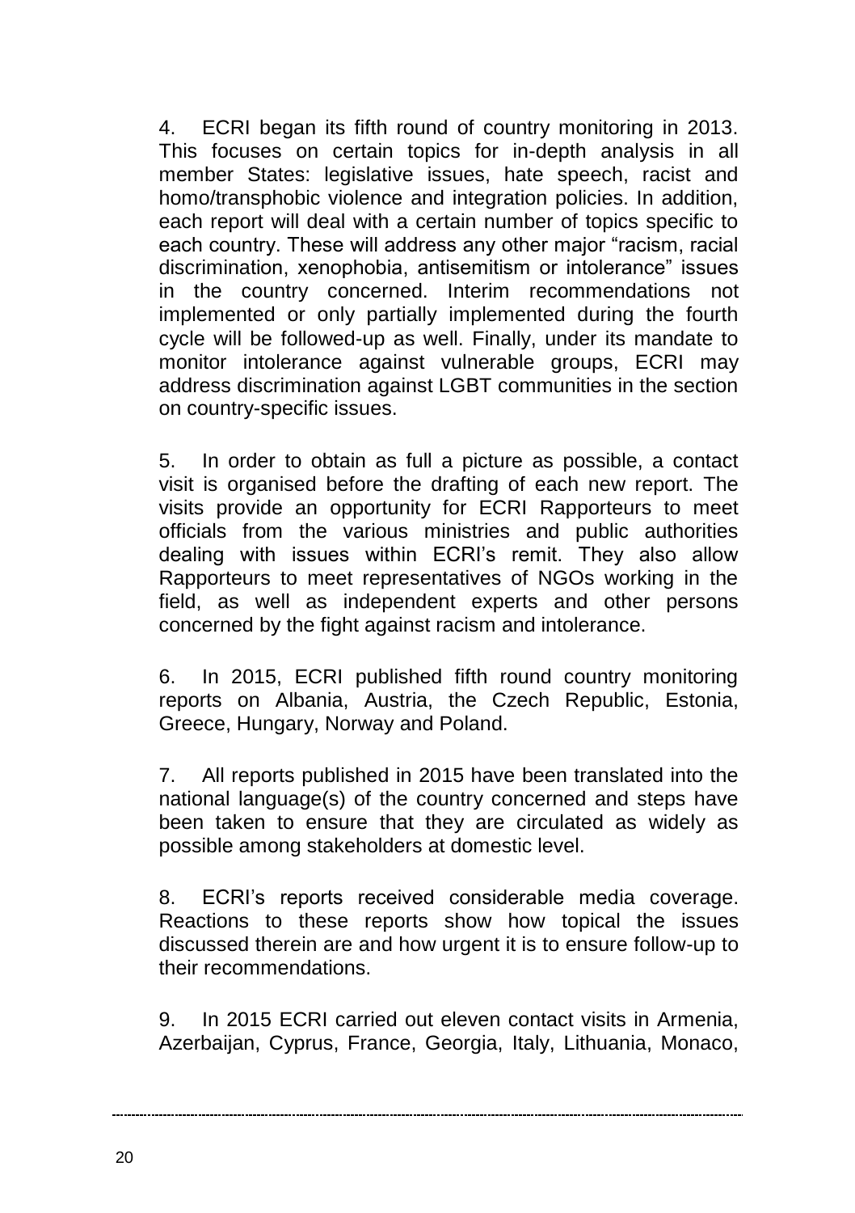4. ECRI began its fifth round of country monitoring in 2013. This focuses on certain topics for in-depth analysis in all member States: legislative issues, hate speech, racist and homo/transphobic violence and integration policies. In addition, each report will deal with a certain number of topics specific to each country. These will address any other major "racism, racial discrimination, xenophobia, antisemitism or intolerance" issues in the country concerned. Interim recommendations not implemented or only partially implemented during the fourth cycle will be followed-up as well. Finally, under its mandate to monitor intolerance against vulnerable groups, ECRI may address discrimination against LGBT communities in the section on country-specific issues.

5. In order to obtain as full a picture as possible, a contact visit is organised before the drafting of each new report. The visits provide an opportunity for ECRI Rapporteurs to meet officials from the various ministries and public authorities dealing with issues within ECRI's remit. They also allow Rapporteurs to meet representatives of NGOs working in the field, as well as independent experts and other persons concerned by the fight against racism and intolerance.

6. In 2015, ECRI published fifth round country monitoring reports on Albania, Austria, the Czech Republic, Estonia, Greece, Hungary, Norway and Poland.

7. All reports published in 2015 have been translated into the national language(s) of the country concerned and steps have been taken to ensure that they are circulated as widely as possible among stakeholders at domestic level.

8. ECRI's reports received considerable media coverage. Reactions to these reports show how topical the issues discussed therein are and how urgent it is to ensure follow-up to their recommendations.

9. In 2015 ECRI carried out eleven contact visits in Armenia, Azerbaijan, Cyprus, France, Georgia, Italy, Lithuania, Monaco,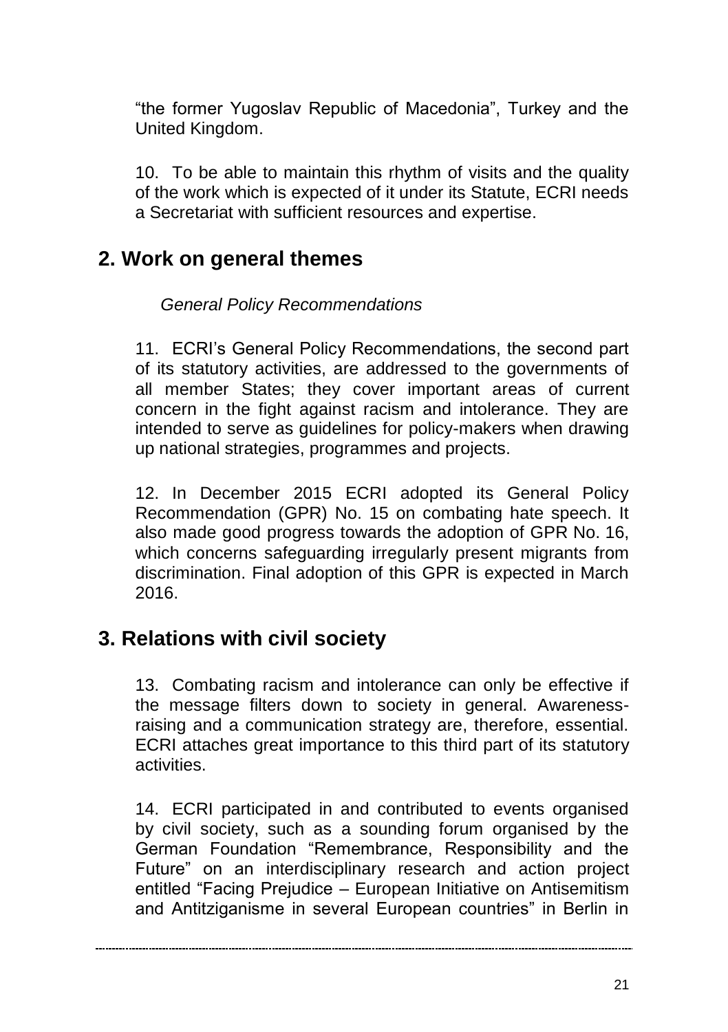"the former Yugoslav Republic of Macedonia", Turkey and the United Kingdom.

10. To be able to maintain this rhythm of visits and the quality of the work which is expected of it under its Statute, ECRI needs a Secretariat with sufficient resources and expertise.

## 2. Work on general themes

*General Policy Recommendations*

11. ECRI's General Policy Recommendations, the second part of its statutory activities, are addressed to the governments of all member States; they cover important areas of current concern in the fight against racism and intolerance. They are intended to serve as guidelines for policy-makers when drawing up national strategies, programmes and projects.

12. In December 2015 ECRI adopted its General Policy Recommendation (GPR) No. 15 on combating hate speech. It also made good progress towards the adoption of GPR No. 16, which concerns safeguarding irregularly present migrants from discrimination. Final adoption of this GPR is expected in March 2016.

## 3. Relations with civil society

13. Combating racism and intolerance can only be effective if the message filters down to society in general. Awareness-raising and a communication strategy are, therefore, essential. ECRI attaches great importance to this third part of its statutory activities.

14. ECRI participated in and contributed to events organised by civil society, such as a sounding forum organised by the German Foundation "Remembrance, Responsibility and the Future" on an interdisciplinary research and action project entitled "Facing Prejudice – European Initiative on Antisemitism and Antitziganisme in several European countries" in Berlin in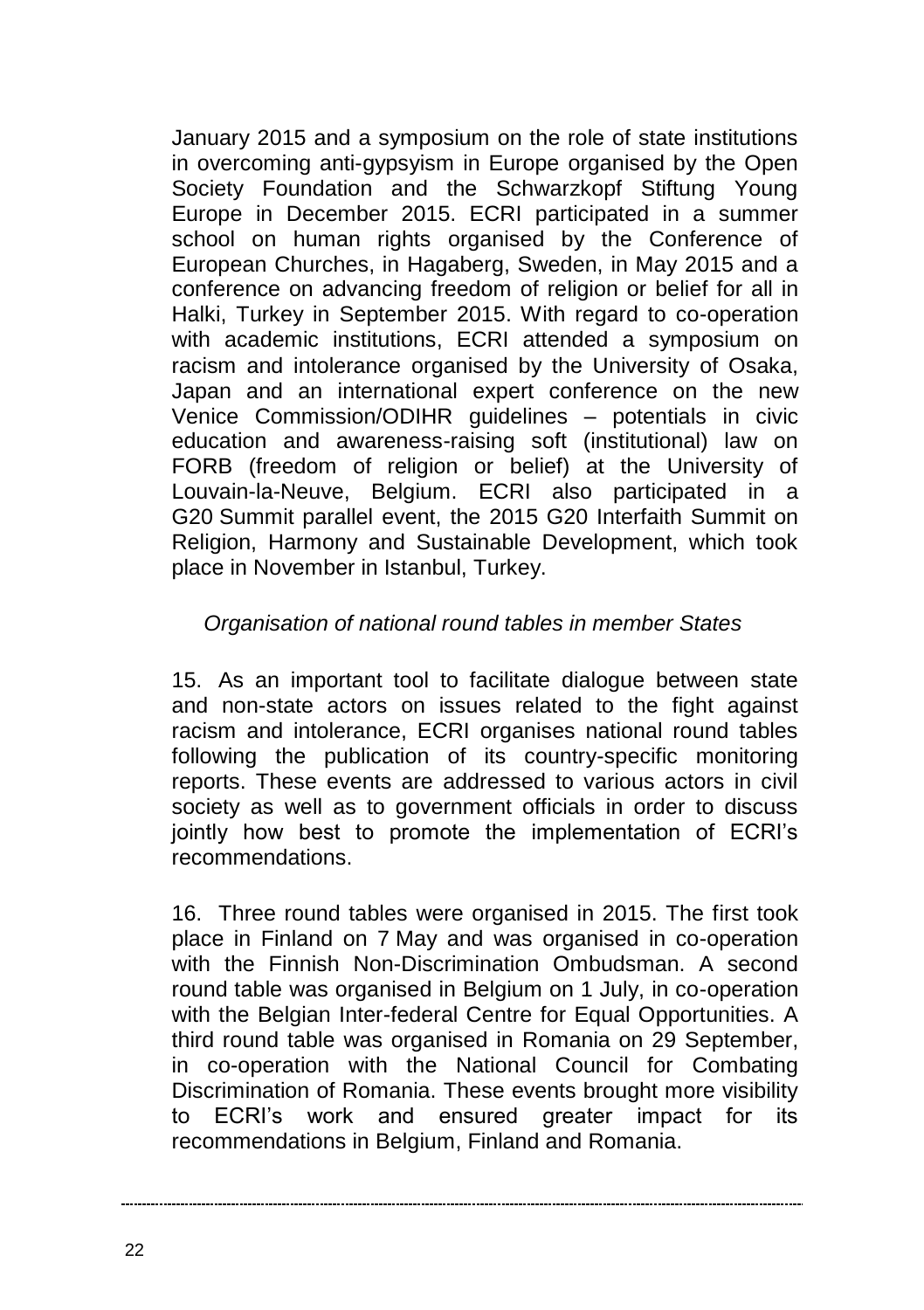January 2015 and a symposium on the role of state institutions in overcoming anti-gypsyism in Europe organised by the Open Society Foundation and the Schwarzkopf Stiftung Young Europe in December 2015. ECRI participated in a summer school on human rights organised by the Conference of European Churches, in Hagaberg, Sweden, in May 2015 and a conference on advancing freedom of religion or belief for all in Halki, Turkey in September 2015. With regard to co-operation with academic institutions, ECRI attended a symposium on racism and intolerance organised by the University of Osaka, Japan and an international expert conference on the new Venice Commission/ODIHR guidelines – potentials in civic education and awareness-raising soft (institutional) law on FORB (freedom of religion or belief) at the University of Louvain-la-Neuve, Belgium. ECRI also participated in a G20 Summit parallel event, the 2015 G20 Interfaith Summit on Religion, Harmony and Sustainable Development, which took place in November in Istanbul, Turkey.

*Organisation of national round tables in member States*

15. As an important tool to facilitate dialogue between state and non-state actors on issues related to the fight against racism and intolerance, ECRI organises national round tables following the publication of its country-specific monitoring reports. These events are addressed to various actors in civil society as well as to government officials in order to discuss jointly how best to promote the implementation of ECRI's recommendations.

16. Three round tables were organised in 2015. The first took place in Finland on 7 May and was organised in co-operation with the Finnish Non-Discrimination Ombudsman. A second round table was organised in Belgium on 1 July, in co-operation with the Belgian Inter-federal Centre for Equal Opportunities. A third round table was organised in Romania on 29 September, in co-operation with the National Council for Combating Discrimination of Romania. These events brought more visibility to ECRI's work and ensured greater impact for its recommendations in Belgium, Finland and Romania.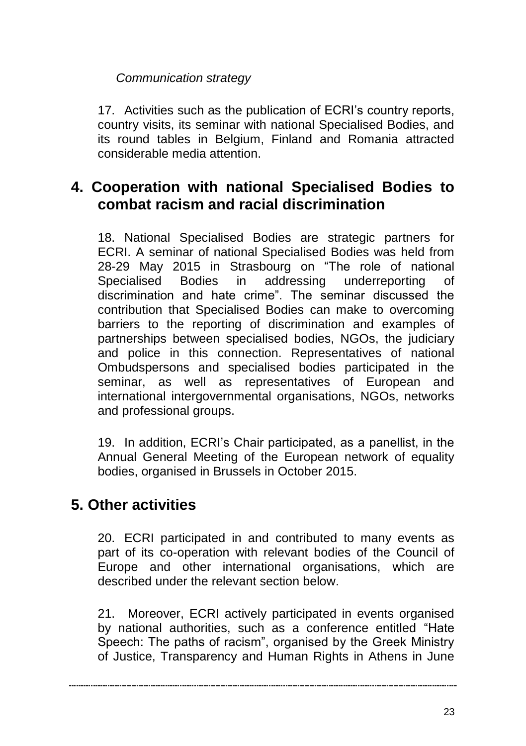*Communication strategy*

17. Activities such as the publication of ECRI's country reports, country visits, its seminar with national Specialised Bodies, and its round tables in Belgium, Finland and Romania attracted considerable media attention.

## 4. Cooperation with national Specialised Bodies to combat racism and racial discrimination

18. National Specialised Bodies are strategic partners for ECRI. A seminar of national Specialised Bodies was held from 28-29 May 2015 in Strasbourg on "The role of national Specialised Bodies in addressing underreporting of discrimination and hate crime". The seminar discussed the contribution that Specialised Bodies can make to overcoming barriers to the reporting of discrimination and examples of partnerships between specialised bodies, NGOs, the judiciary and police in this connection. Representatives of national Ombudspersons and specialised bodies participated in the seminar, as well as representatives of European and international intergovernmental organisations, NGOs, networks and professional groups.

19. In addition, ECRI's Chair participated, as a panellist, in the Annual General Meeting of the European network of equality bodies, organised in Brussels in October 2015.

## 5. Other activities

20. ECRI participated in and contributed to many events as part of its co-operation with relevant bodies of the Council of Europe and other international organisations, which are described under the relevant section below.

21. Moreover, ECRI actively participated in events organised by national authorities, such as a conference entitled "Hate Speech: The paths of racism", organised by the Greek Ministry of Justice, Transparency and Human Rights in Athens in June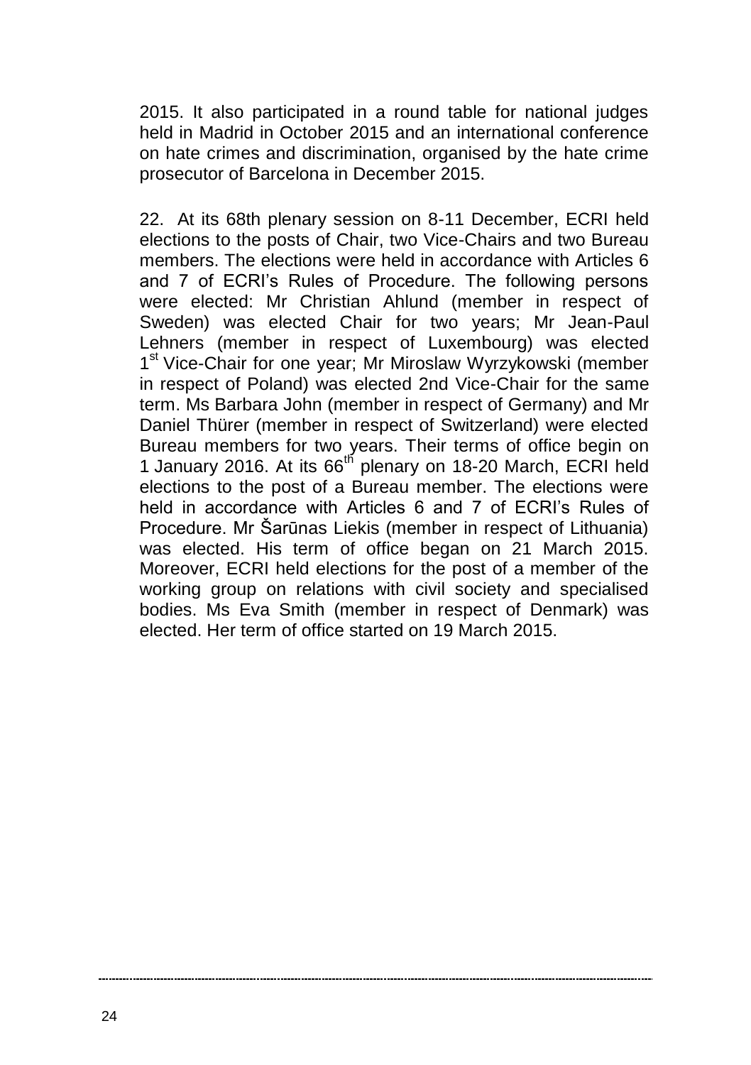2015. It also participated in a round table for national judges held in Madrid in October 2015 and an international conference on hate crimes and discrimination, organised by the hate crime prosecutor of Barcelona in December 2015.

22. At its 68th plenary session on 8-11 December, ECRI held elections to the posts of Chair, two Vice-Chairs and two Bureau members. The elections were held in accordance with Articles 6 and 7 of ECRI's Rules of Procedure. The following persons were elected: Mr Christian Ahlund (member in respect of Sweden) was elected Chair for two years; Mr Jean-Paul Lehners (member in respect of Luxembourg) was elected 1st Vice-Chair for one year; Mr Miroslaw Wyrzykowski (member in respect of Poland) was elected 2nd Vice-Chair for the same term. Ms Barbara John (member in respect of Germany) and Mr Daniel Thürer (member in respect of Switzerland) were elected Bureau members for two years. Their terms of office begin on 1 January 2016. At its 66th plenary on 18-20 March, ECRI held elections to the post of a Bureau member. The elections were held in accordance with Articles 6 and 7 of ECRI's Rules of Procedure. Mr Šarūnas Liekis (member in respect of Lithuania) was elected. His term of office began on 21 March 2015. Moreover, ECRI held elections for the post of a member of the working group on relations with civil society and specialised bodies. Ms Eva Smith (member in respect of Denmark) was elected. Her term of office started on 19 March 2015.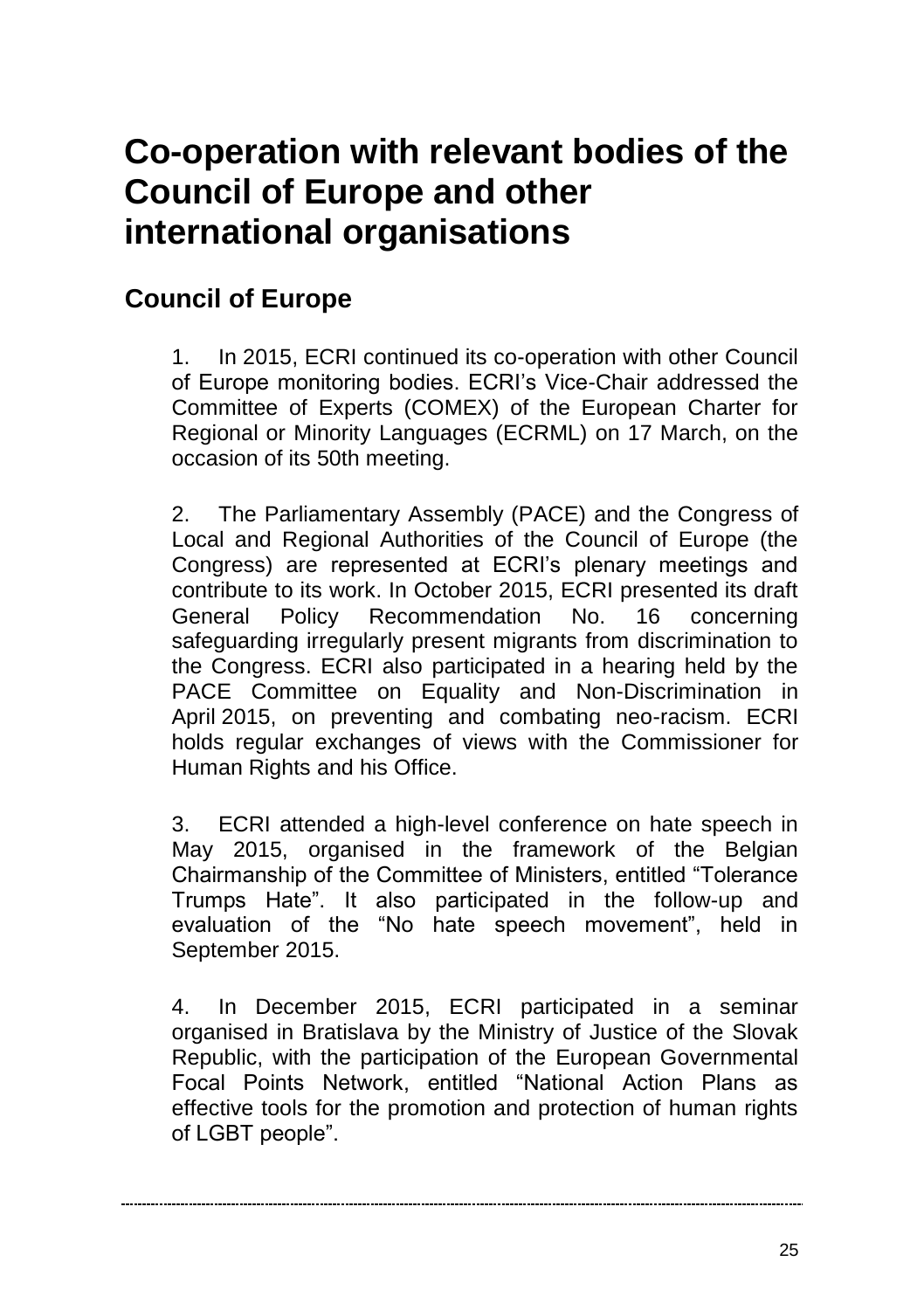# Co-operation with relevant bodies of the Council of Europe and other international organisations

## Council of Europe

1. In 2015, ECRI continued its co-operation with other Council of Europe monitoring bodies. ECRI's Vice-Chair addressed the Committee of Experts (COMEX) of the European Charter for Regional or Minority Languages (ECRML) on 17 March, on the occasion of its 50th meeting.

2. The Parliamentary Assembly (PACE) and the Congress of Local and Regional Authorities of the Council of Europe (the Congress) are represented at ECRI's plenary meetings and contribute to its work. In October 2015, ECRI presented its draft General Policy Recommendation No. 16 concerning safeguarding irregularly present migrants from discrimination to the Congress. ECRI also participated in a hearing held by the PACE Committee on Equality and Non-Discrimination in April 2015, on preventing and combating neo-racism. ECRI holds regular exchanges of views with the Commissioner for Human Rights and his Office.

3. ECRI attended a high-level conference on hate speech in May 2015, organised in the framework of the Belgian Chairmanship of the Committee of Ministers, entitled "Tolerance Trumps Hate". It also participated in the follow-up and evaluation of the "No hate speech movement", held in September 2015.

4. In December 2015, ECRI participated in a seminar organised in Bratislava by the Ministry of Justice of the Slovak Republic, with the participation of the European Governmental Focal Points Network, entitled "National Action Plans as effective tools for the promotion and protection of human rights of LGBT people".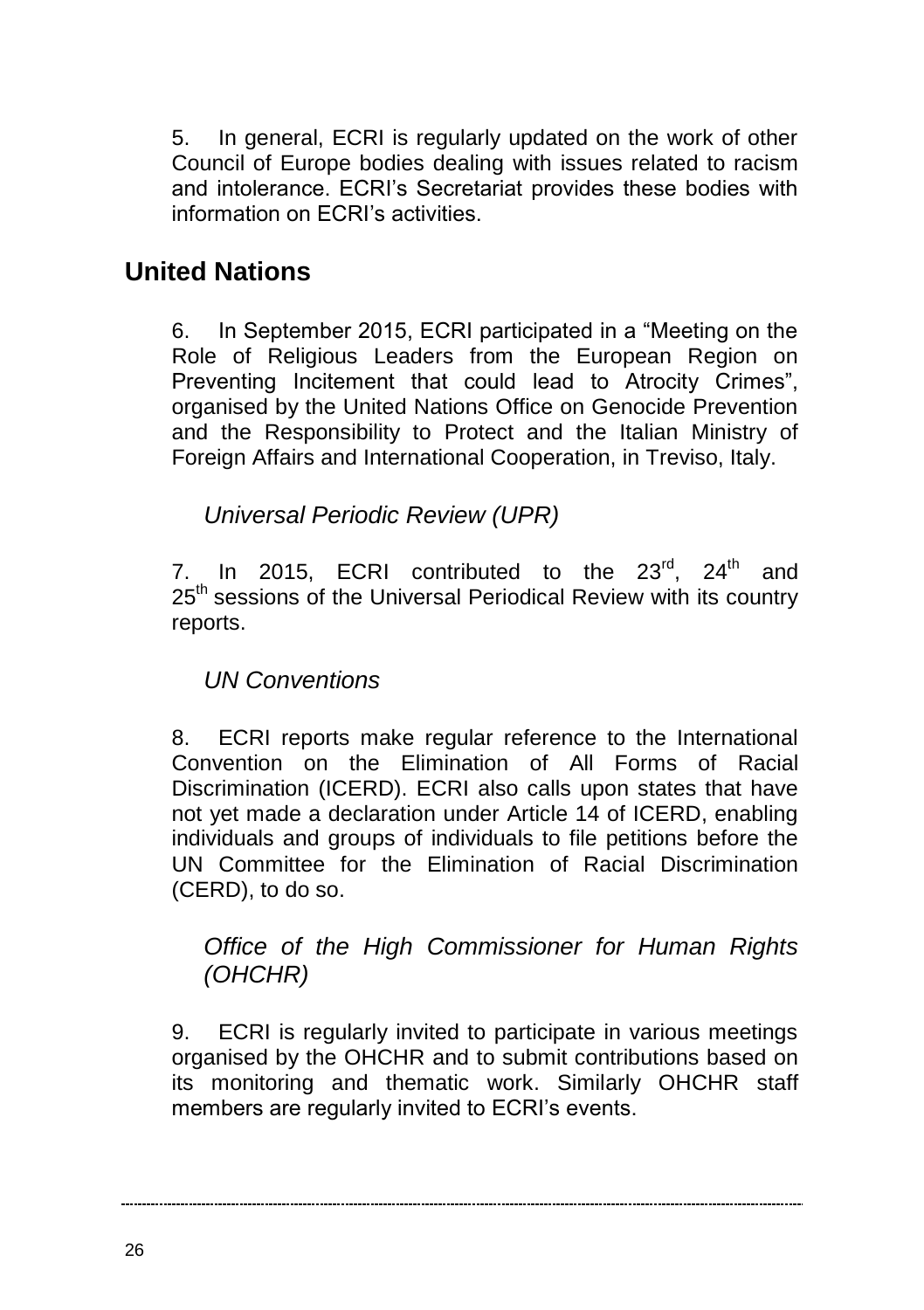5. In general, ECRI is regularly updated on the work of other Council of Europe bodies dealing with issues related to racism and intolerance. ECRI's Secretariat provides these bodies with information on ECRI's activities.

## United Nations

6. In September 2015, ECRI participated in a "Meeting on the Role of Religious Leaders from the European Region on Preventing Incitement that could lead to Atrocity Crimes", organised by the United Nations Office on Genocide Prevention and the Responsibility to Protect and the Italian Ministry of Foreign Affairs and International Cooperation, in Treviso, Italy.

### *Universal Periodic Review (UPR)*

7. In 2015, ECRI contributed to the 23rd, 24th and 25th sessions of the Universal Periodical Review with its country reports.

### *UN Conventions*

8. ECRI reports make regular reference to the International Convention on the Elimination of All Forms of Racial Discrimination (ICERD). ECRI also calls upon states that have not yet made a declaration under Article 14 of ICERD, enabling individuals and groups of individuals to file petitions before the UN Committee for the Elimination of Racial Discrimination (CERD), to do so.

### *Office of the High Commissioner for Human Rights (OHCHR)*

9. ECRI is regularly invited to participate in various meetings organised by the OHCHR and to submit contributions based on its monitoring and thematic work. Similarly OHCHR staff members are regularly invited to ECRI's events.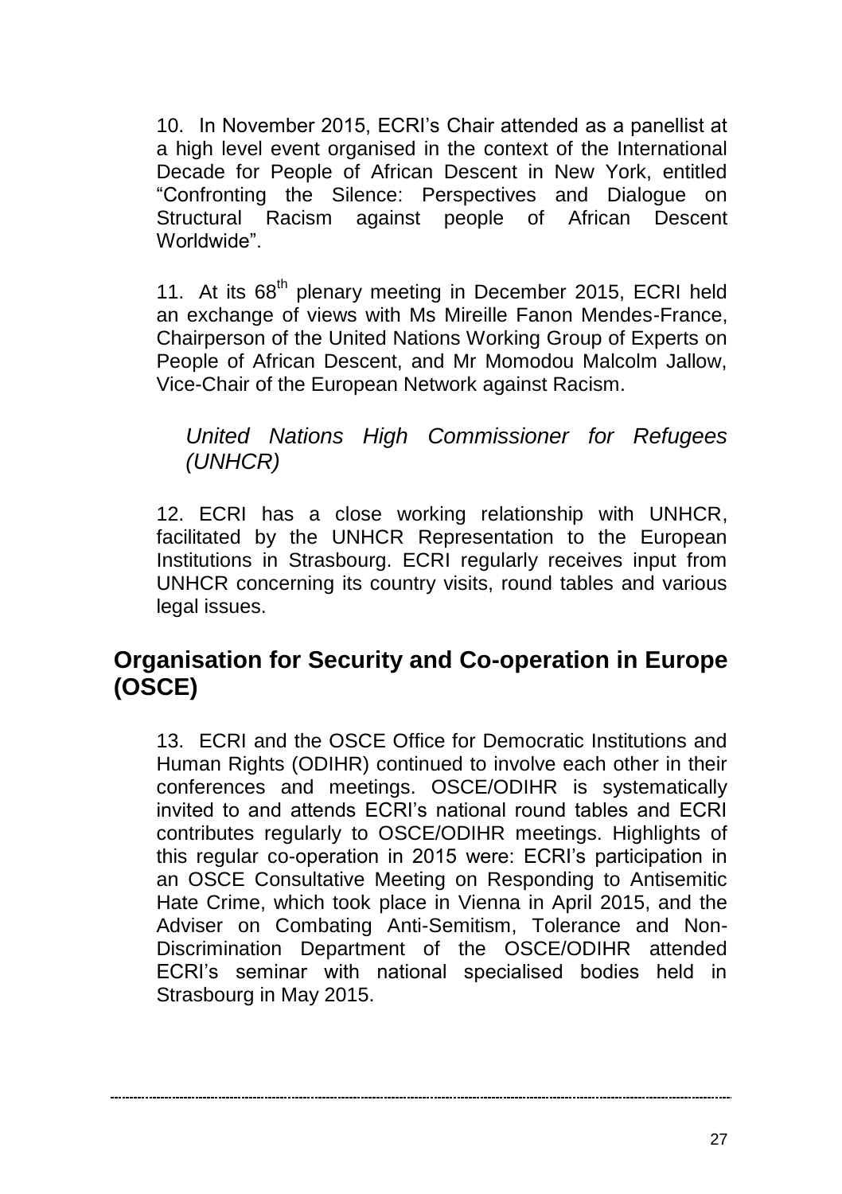10. In November 2015, ECRI's Chair attended as a panellist at a high level event organised in the context of the International Decade for People of African Descent in New York, entitled "Confronting the Silence: Perspectives and Dialogue on Structural Racism against people of African Descent Worldwide".

11. At its 68th plenary meeting in December 2015, ECRI held an exchange of views with Ms Mireille Fanon Mendes-France, Chairperson of the United Nations Working Group of Experts on People of African Descent, and Mr Momodou Malcolm Jallow, Vice-Chair of the European Network against Racism.

### *United Nations High Commissioner for Refugees (UNHCR)*

12. ECRI has a close working relationship with UNHCR, facilitated by the UNHCR Representation to the European Institutions in Strasbourg. ECRI regularly receives input from UNHCR concerning its country visits, round tables and various legal issues.

## Organisation for Security and Co-operation in Europe (OSCE)

13. ECRI and the OSCE Office for Democratic Institutions and Human Rights (ODIHR) continued to involve each other in their conferences and meetings. OSCE/ODIHR is systematically invited to and attends ECRI's national round tables and ECRI contributes regularly to OSCE/ODIHR meetings. Highlights of this regular co-operation in 2015 were: ECRI's participation in an OSCE Consultative Meeting on Responding to Antisemitic Hate Crime, which took place in Vienna in April 2015, and the Adviser on Combating Anti-Semitism, Tolerance and Non-Discrimination Department of the OSCE/ODIHR attended ECRI's seminar with national specialised bodies held in Strasbourg in May 2015.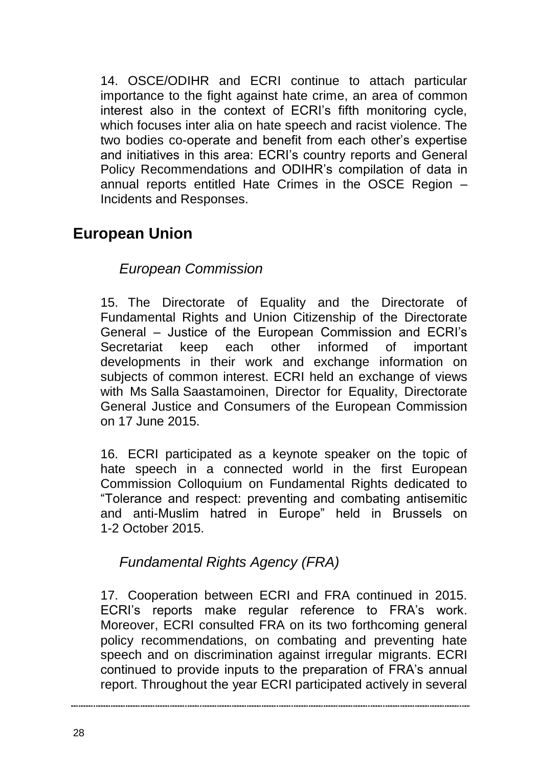14. OSCE/ODIHR and ECRI continue to attach particular importance to the fight against hate crime, an area of common interest also in the context of ECRI's fifth monitoring cycle, which focuses inter alia on hate speech and racist violence. The two bodies co-operate and benefit from each other's expertise and initiatives in this area: ECRI's country reports and General Policy Recommendations and ODIHR's compilation of data in annual reports entitled Hate Crimes in the OSCE Region – Incidents and Responses.

## European Union

### *European Commission*

15. The Directorate of Equality and the Directorate of Fundamental Rights and Union Citizenship of the Directorate General – Justice of the European Commission and ECRI's Secretariat keep each other informed of important developments in their work and exchange information on subjects of common interest. ECRI held an exchange of views with Ms Salla Saastamoinen, Director for Equality, Directorate General Justice and Consumers of the European Commission on 17 June 2015.

16. ECRI participated as a keynote speaker on the topic of hate speech in a connected world in the first European Commission Colloquium on Fundamental Rights dedicated to "Tolerance and respect: preventing and combating antisemitic and anti-Muslim hatred in Europe" held in Brussels on 1-2 October 2015.

### *Fundamental Rights Agency (FRA)*

17. Cooperation between ECRI and FRA continued in 2015. ECRI's reports make regular reference to FRA's work. Moreover, ECRI consulted FRA on its two forthcoming general policy recommendations, on combating and preventing hate speech and on discrimination against irregular migrants. ECRI continued to provide inputs to the preparation of FRA's annual report. Throughout the year ECRI participated actively in several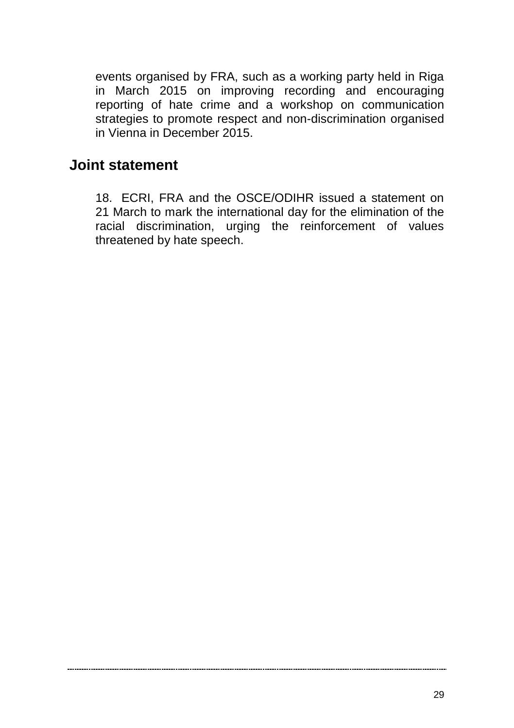events organised by FRA, such as a working party held in Riga in March 2015 on improving recording and encouraging reporting of hate crime and a workshop on communication strategies to promote respect and non-discrimination organised in Vienna in December 2015.

## Joint statement

18. ECRI, FRA and the OSCE/ODIHR issued a statement on 21 March to mark the international day for the elimination of the racial discrimination, urging the reinforcement of values threatened by hate speech.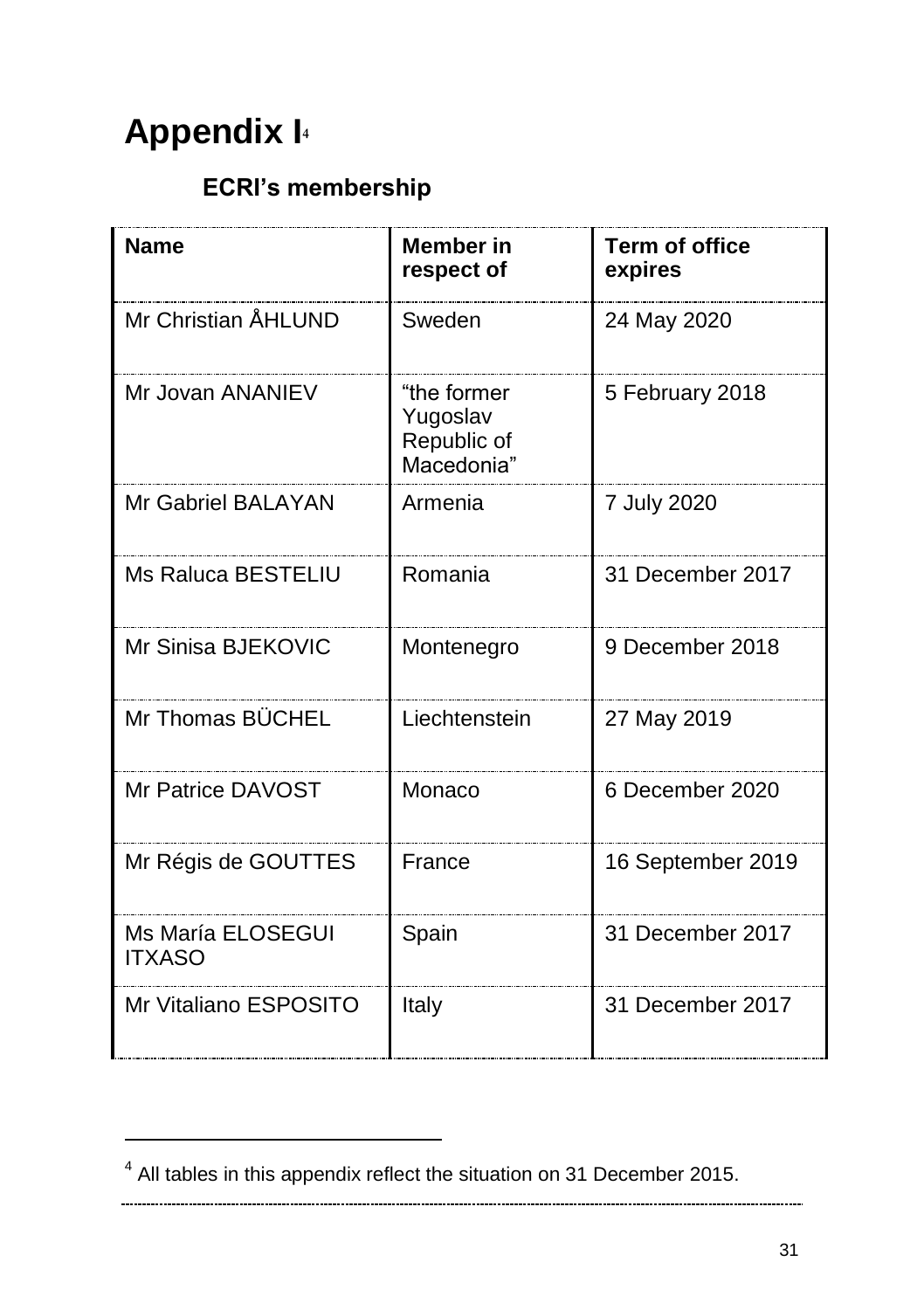# Appendix I[4]

## ECRI's membership

| Name | Member in respect of | Term of office expires |
|---|---|---|
| Mr Christian ÅHLUND | Sweden | 24 May 2020 |
| Mr Jovan ANANIEV | "the former Yugoslav Republic of Macedonia" | 5 February 2018 |
| Mr Gabriel BALAYAN | Armenia | 7 July 2020 |
| Ms Raluca BESTELIU | Romania | 31 December 2017 |
| Mr Sinisa BJEKOVIC | Montenegro | 9 December 2018 |
| Mr Thomas BÜCHEL | Liechtenstein | 27 May 2019 |
| Mr Patrice DAVOST | Monaco | 6 December 2020 |
| Mr Régis de GOUTTES | France | 16 September 2019 |
| Ms María ELOSEGUI ITXASO | Spain | 31 December 2017 |
| Mr Vitaliano ESPOSITO | Italy | 31 December 2017 |

[4] All tables in this appendix reflect the situation on 31 December 2015.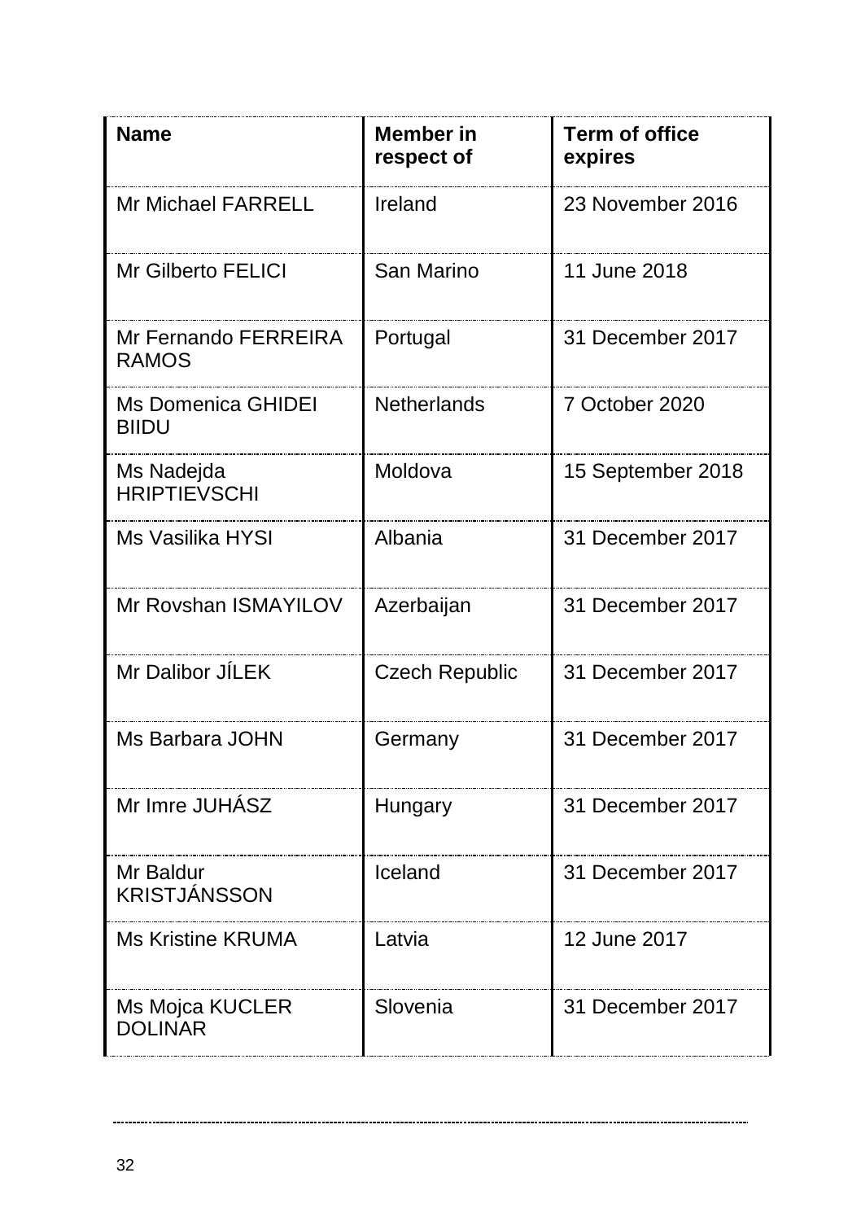| Name | Member in respect of | Term of office expires |
| --- | --- | --- |
| Mr Michael FARRELL | Ireland | 23 November 2016 |
| Mr Gilberto FELICI | San Marino | 11 June 2018 |
| Mr Fernando FERREIRA RAMOS | Portugal | 31 December 2017 |
| Ms Domenica GHIDEI BIIDU | Netherlands | 7 October 2020 |
| Ms Nadejda HRIPTIEVSCHI | Moldova | 15 September 2018 |
| Ms Vasilika HYSI | Albania | 31 December 2017 |
| Mr Rovshan ISMAYILOV | Azerbaijan | 31 December 2017 |
| Mr Dalibor JÍLEK | Czech Republic | 31 December 2017 |
| Ms Barbara JOHN | Germany | 31 December 2017 |
| Mr Imre JUHÁSZ | Hungary | 31 December 2017 |
| Mr Baldur KRISTJÁNSSON | Iceland | 31 December 2017 |
| Ms Kristine KRUMA | Latvia | 12 June 2017 |
| Ms Mojca KUCLER DOLINAR | Slovenia | 31 December 2017 |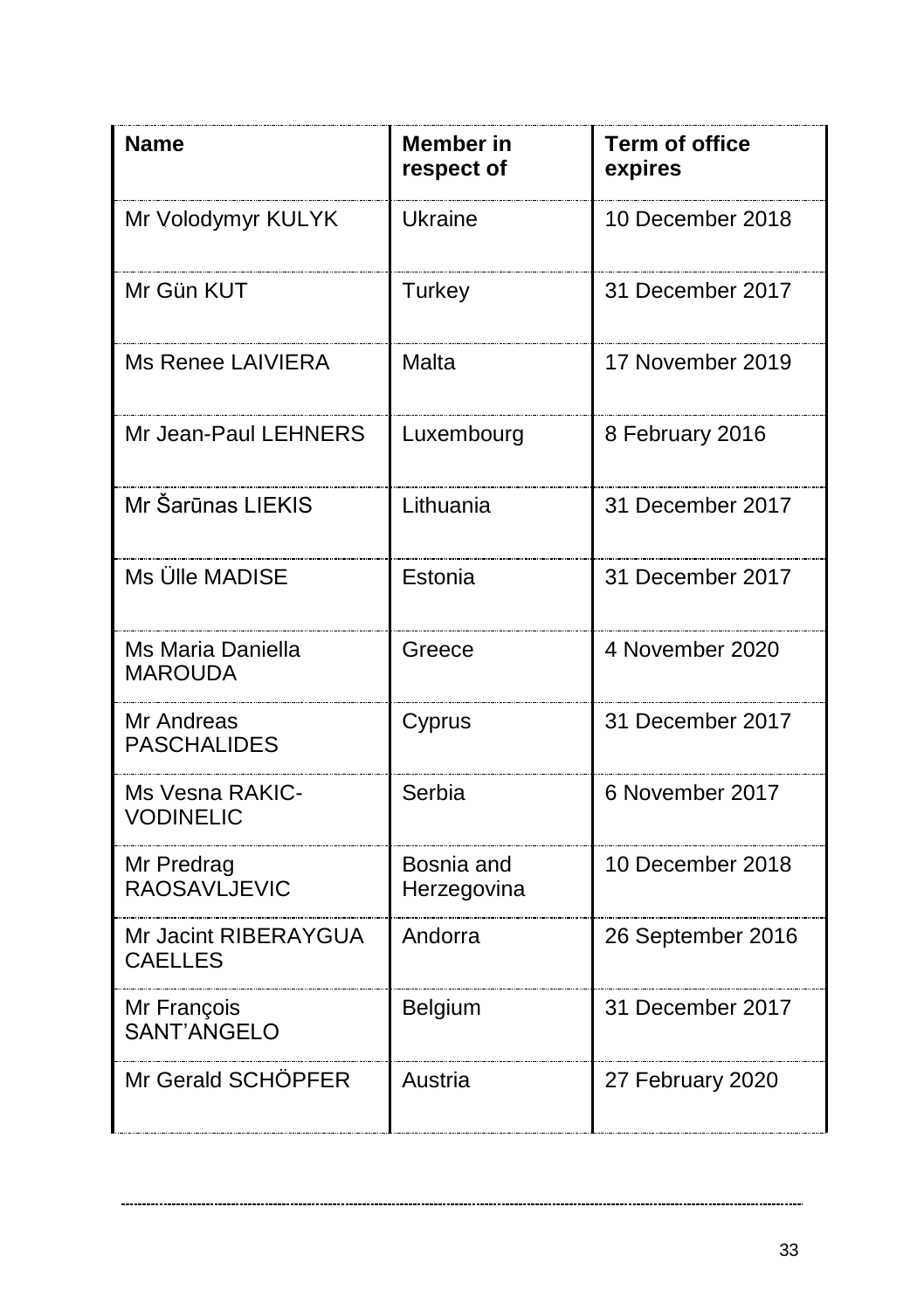| Name | Member in respect of | Term of office expires |
| --- | --- | --- |
| Mr Volodymyr KULYK | Ukraine | 10 December 2018 |
| Mr Gün KUT | Turkey | 31 December 2017 |
| Ms Renee LAIVIERA | Malta | 17 November 2019 |
| Mr Jean-Paul LEHNERS | Luxembourg | 8 February 2016 |
| Mr Šarūnas LIEKIS | Lithuania | 31 December 2017 |
| Ms Ülle MADISE | Estonia | 31 December 2017 |
| Ms Maria Daniella MAROUDA | Greece | 4 November 2020 |
| Mr Andreas PASCHALIDES | Cyprus | 31 December 2017 |
| Ms Vesna RAKIC-VODINELIC | Serbia | 6 November 2017 |
| Mr Predrag RAOSAVLJEVIC | Bosnia and Herzegovina | 10 December 2018 |
| Mr Jacint RIBERAYGUA CAELLES | Andorra | 26 September 2016 |
| Mr François SANT'ANGELO | Belgium | 31 December 2017 |
| Mr Gerald SCHÖPFER | Austria | 27 February 2020 |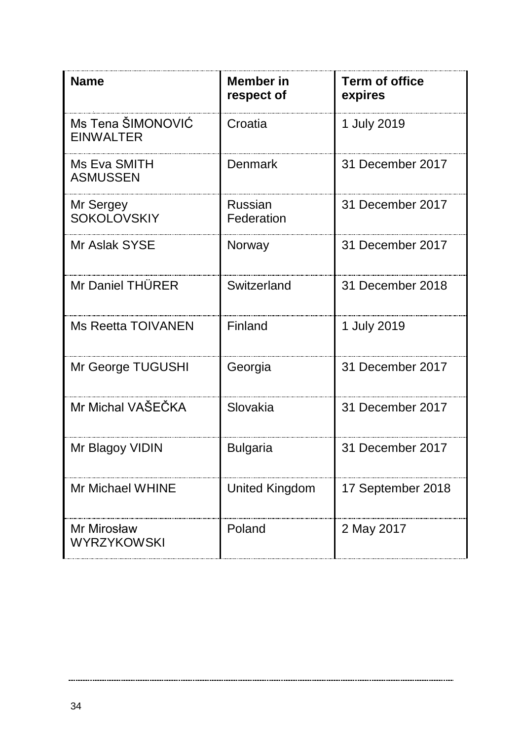| Name | Member in respect of | Term of office expires |
| --- | --- | --- |
| Ms Tena ŠIMONOVIĆ EINWALTER | Croatia | 1 July 2019 |
| Ms Eva SMITH ASMUSSEN | Denmark | 31 December 2017 |
| Mr Sergey SOKOLOVSKIY | Russian Federation | 31 December 2017 |
| Mr Aslak SYSE | Norway | 31 December 2017 |
| Mr Daniel THÜRER | Switzerland | 31 December 2018 |
| Ms Reetta TOIVANEN | Finland | 1 July 2019 |
| Mr George TUGUSHI | Georgia | 31 December 2017 |
| Mr Michal VAŠEČKA | Slovakia | 31 December 2017 |
| Mr Blagoy VIDIN | Bulgaria | 31 December 2017 |
| Mr Michael WHINE | United Kingdom | 17 September 2018 |
| Mr Mirosław WYRZYKOWSKI | Poland | 2 May 2017 |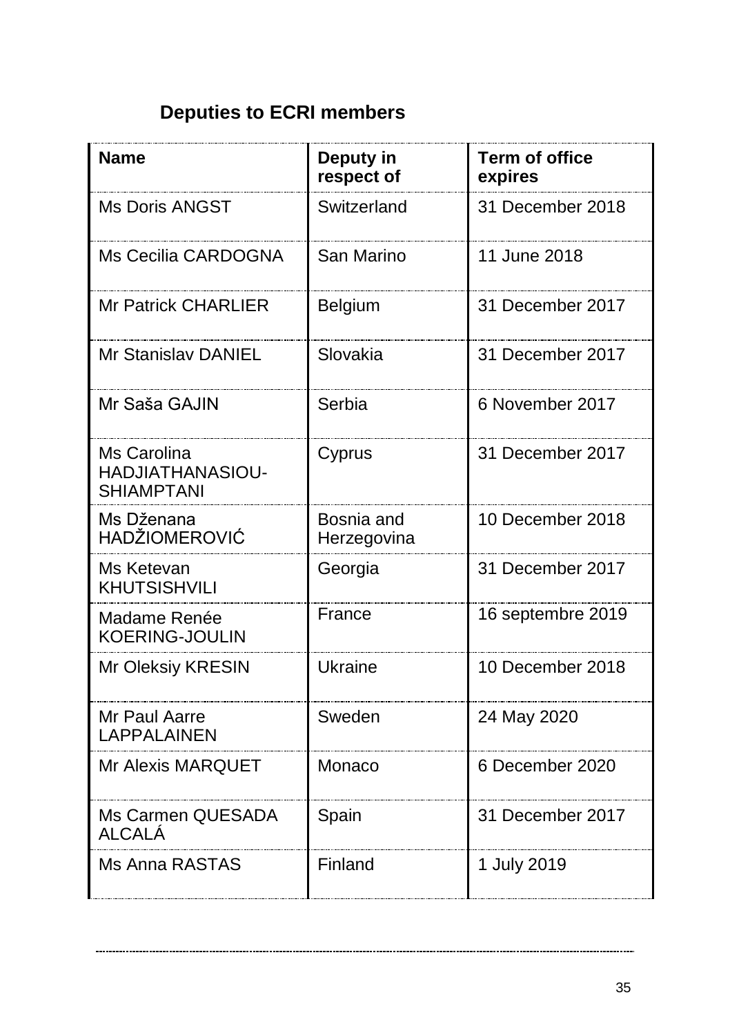## Deputies to ECRI members

| Name | Deputy in respect of | Term of office expires |
|---|---|---|
| Ms Doris ANGST | Switzerland | 31 December 2018 |
| Ms Cecilia CARDOGNA | San Marino | 11 June 2018 |
| Mr Patrick CHARLIER | Belgium | 31 December 2017 |
| Mr Stanislav DANIEL | Slovakia | 31 December 2017 |
| Mr Saša GAJIN | Serbia | 6 November 2017 |
| Ms Carolina HADJIATHANASIOU-SHIAMPTANI | Cyprus | 31 December 2017 |
| Ms Dženana HADŽIOMEROVIĆ | Bosnia and Herzegovina | 10 December 2018 |
| Ms Ketevan KHUTSISHVILI | Georgia | 31 December 2017 |
| Madame Renée KOERING-JOULIN | France | 16 septembre 2019 |
| Mr Oleksiy KRESIN | Ukraine | 10 December 2018 |
| Mr Paul Aarre LAPPALAINEN | Sweden | 24 May 2020 |
| Mr Alexis MARQUET | Monaco | 6 December 2020 |
| Ms Carmen QUESADA ALCALÁ | Spain | 31 December 2017 |
| Ms Anna RASTAS | Finland | 1 July 2019 |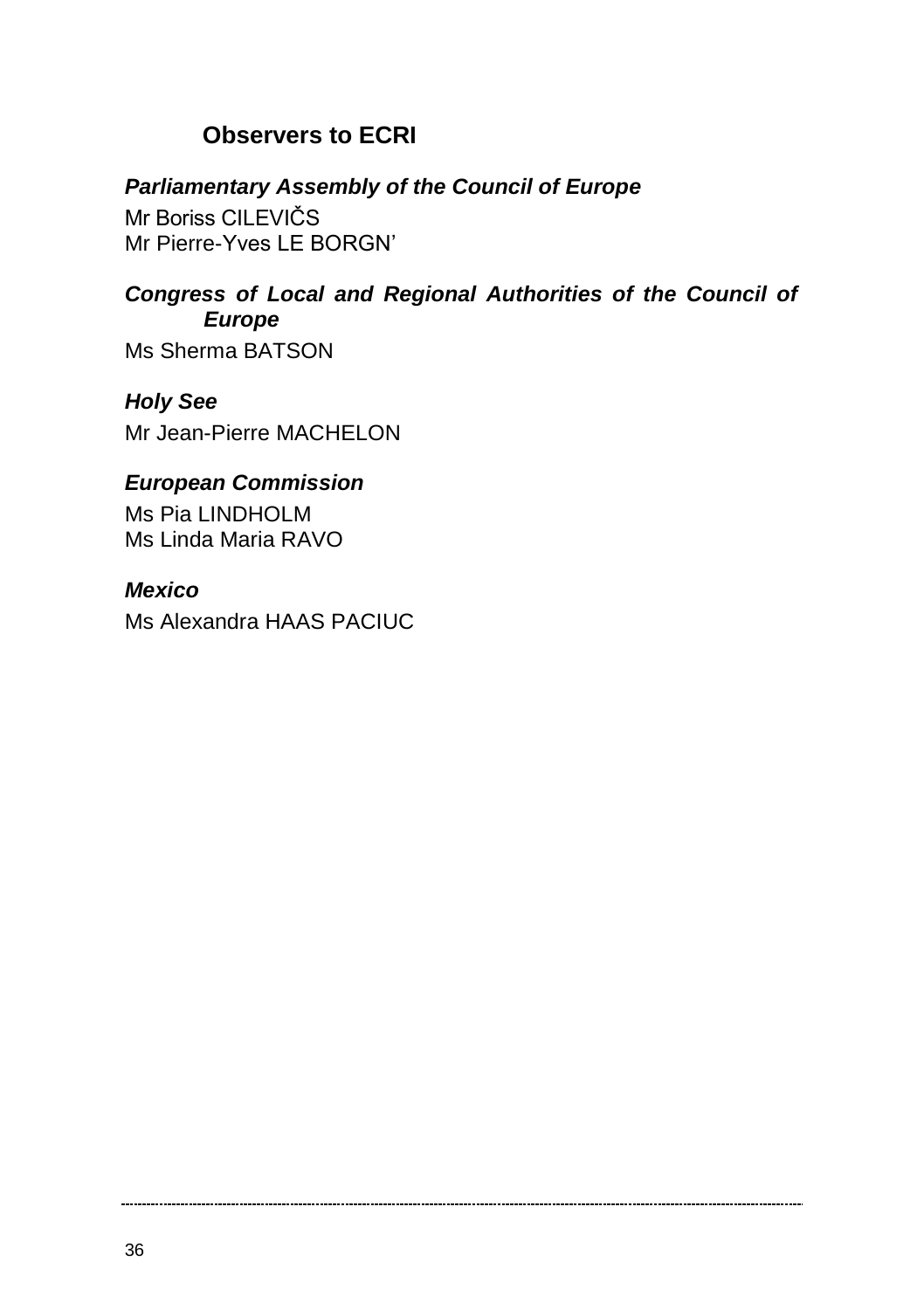## Observers to ECRI

### *Parliamentary Assembly of the Council of Europe*

Mr Boriss CILEVIČS
Mr Pierre-Yves LE BORGN'

### *Congress of Local and Regional Authorities of the Council of Europe*

Ms Sherma BATSON

### *Holy See*

Mr Jean-Pierre MACHELON

### *European Commission*

Ms Pia LINDHOLM
Ms Linda Maria RAVO

### *Mexico*

Ms Alexandra HAAS PACIUC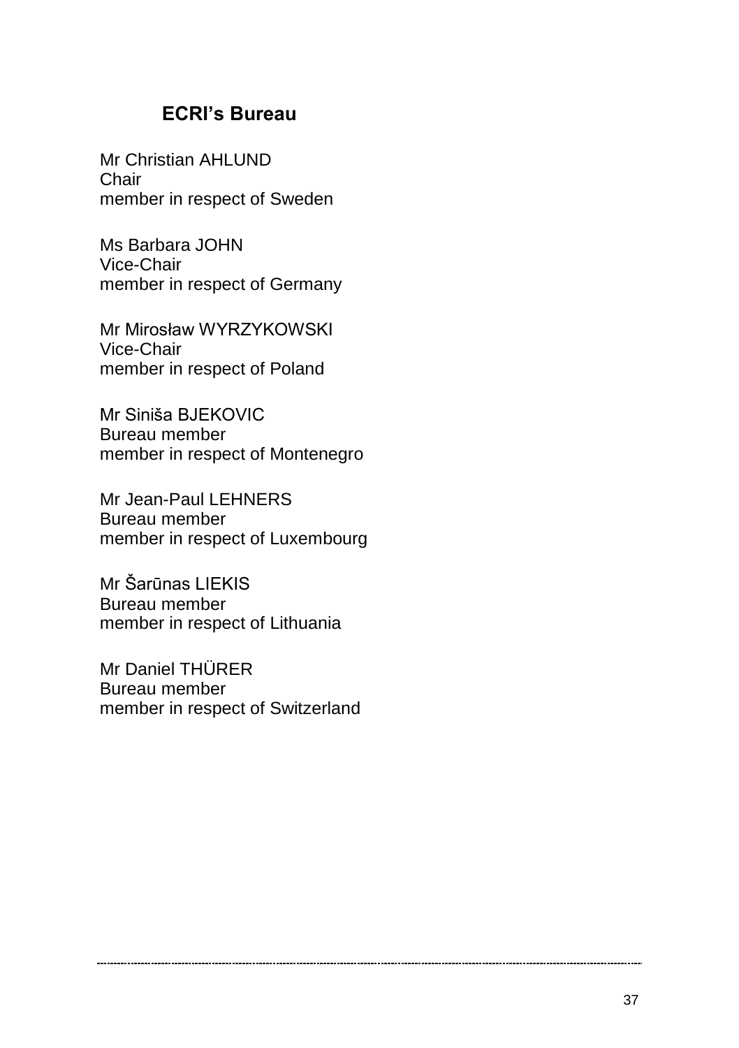## ECRI's Bureau

Mr Christian AHLUND
Chair
member in respect of Sweden

Ms Barbara JOHN
Vice-Chair
member in respect of Germany

Mr Mirosław WYRZYKOWSKI
Vice-Chair
member in respect of Poland

Mr Siniša BJEKOVIC
Bureau member
member in respect of Montenegro

Mr Jean-Paul LEHNERS
Bureau member
member in respect of Luxembourg

Mr Šarūnas LIEKIS
Bureau member
member in respect of Lithuania

Mr Daniel THÜRER
Bureau member
member in respect of Switzerland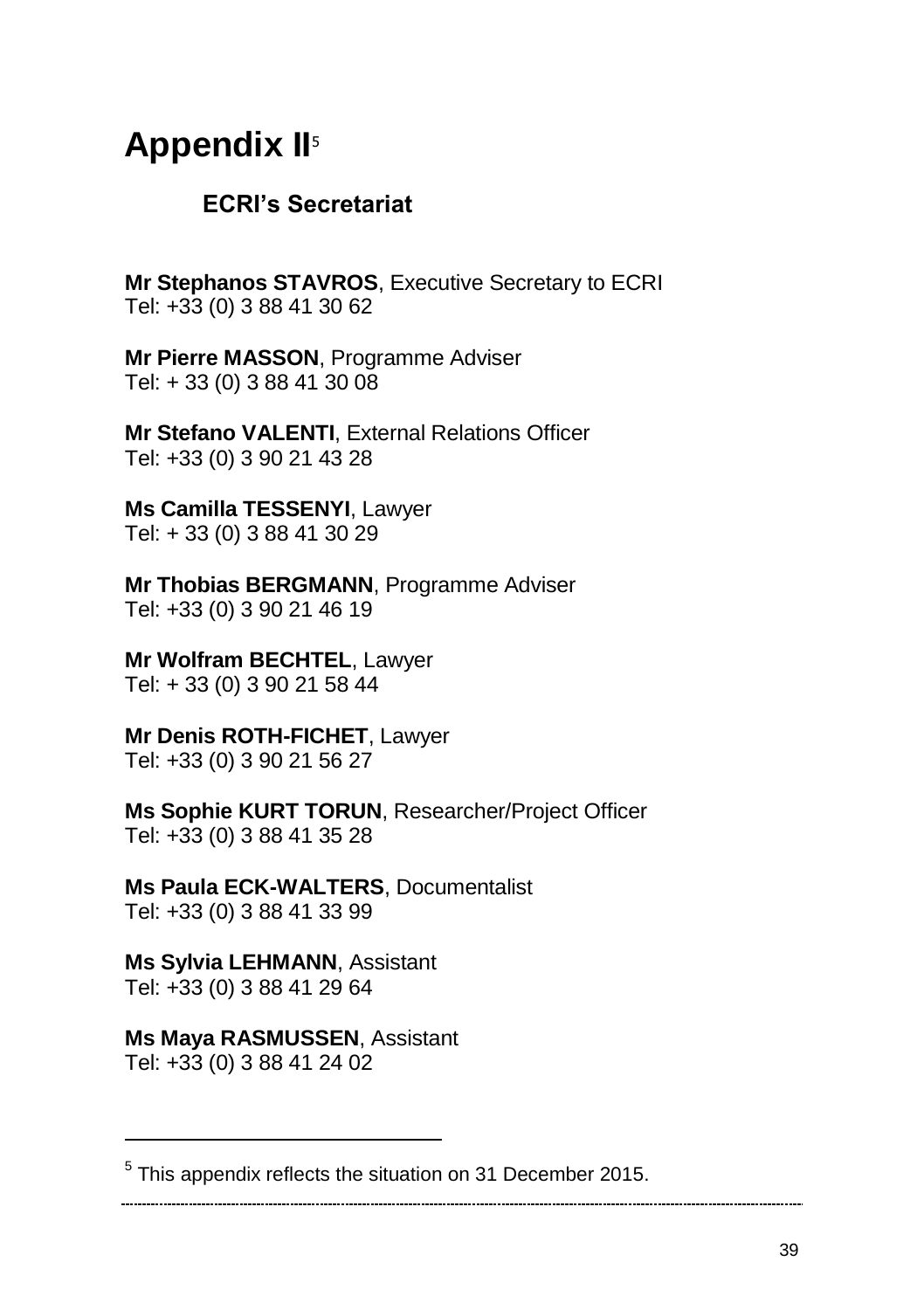# Appendix II[5]

## ECRI's Secretariat

**Mr Stephanos STAVROS**, Executive Secretary to ECRI
Tel: +33 (0) 3 88 41 30 62

**Mr Pierre MASSON**, Programme Adviser
Tel: + 33 (0) 3 88 41 30 08

**Mr Stefano VALENTI**, External Relations Officer
Tel: +33 (0) 3 90 21 43 28

**Ms Camilla TESSENYI**, Lawyer
Tel: + 33 (0) 3 88 41 30 29

**Mr Thobias BERGMANN**, Programme Adviser
Tel: +33 (0) 3 90 21 46 19

**Mr Wolfram BECHTEL**, Lawyer
Tel: + 33 (0) 3 90 21 58 44

**Mr Denis ROTH-FICHET**, Lawyer
Tel: +33 (0) 3 90 21 56 27

**Ms Sophie KURT TORUN**, Researcher/Project Officer
Tel: +33 (0) 3 88 41 35 28

**Ms Paula ECK-WALTERS**, Documentalist
Tel: +33 (0) 3 88 41 33 99

**Ms Sylvia LEHMANN**, Assistant
Tel: +33 (0) 3 88 41 29 64

**Ms Maya RASMUSSEN**, Assistant
Tel: +33 (0) 3 88 41 24 02

---

[5] This appendix reflects the situation on 31 December 2015.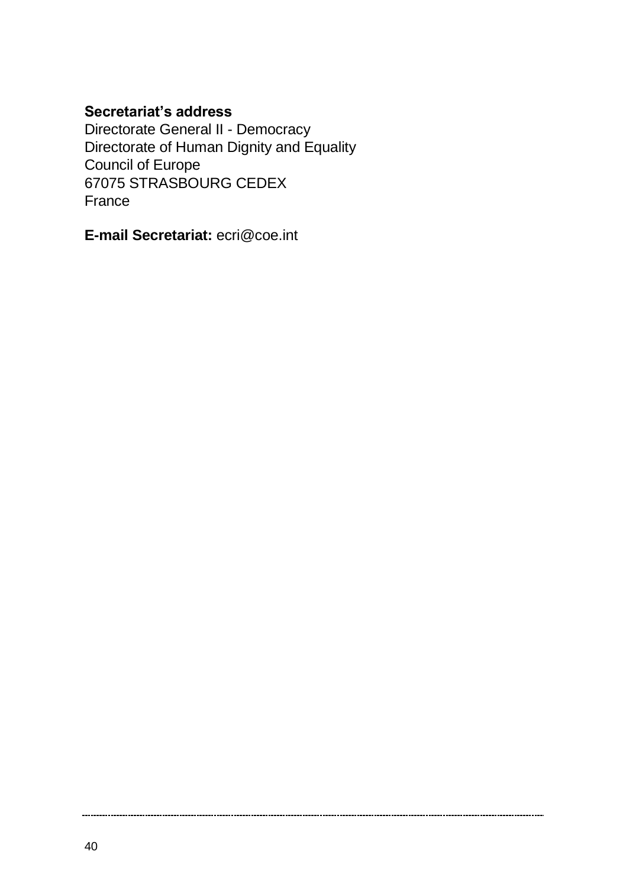**Secretariat's address**
Directorate General II - Democracy
Directorate of Human Dignity and Equality
Council of Europe
67075 STRASBOURG CEDEX
France

**E-mail Secretariat:** ecri@coe.int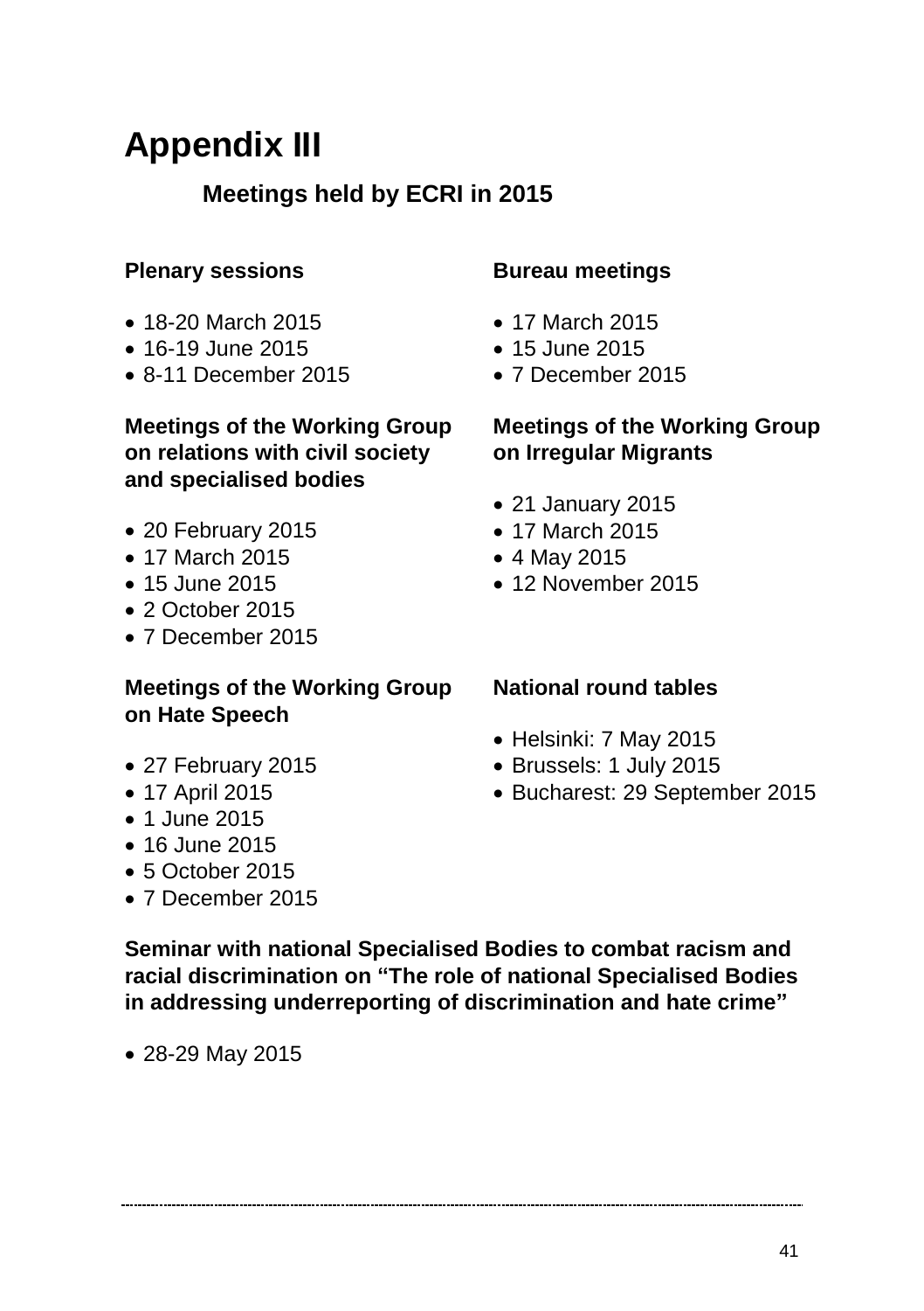# Appendix III

## Meetings held by ECRI in 2015

### Plenary sessions

- 18-20 March 2015
- 16-19 June 2015
- 8-11 December 2015

### Meetings of the Working Group on relations with civil society and specialised bodies

- 20 February 2015
- 17 March 2015
- 15 June 2015
- 2 October 2015
- 7 December 2015

### Meetings of the Working Group on Hate Speech

- 27 February 2015
- 17 April 2015
- 1 June 2015
- 16 June 2015
- 5 October 2015
- 7 December 2015

### Bureau meetings

- 17 March 2015
- 15 June 2015
- 7 December 2015

### Meetings of the Working Group on Irregular Migrants

- 21 January 2015
- 17 March 2015
- 4 May 2015
- 12 November 2015

### National round tables

- Helsinki: 7 May 2015
- Brussels: 1 July 2015
- Bucharest: 29 September 2015

### Seminar with national Specialised Bodies to combat racism and racial discrimination on "The role of national Specialised Bodies in addressing underreporting of discrimination and hate crime"

- 28-29 May 2015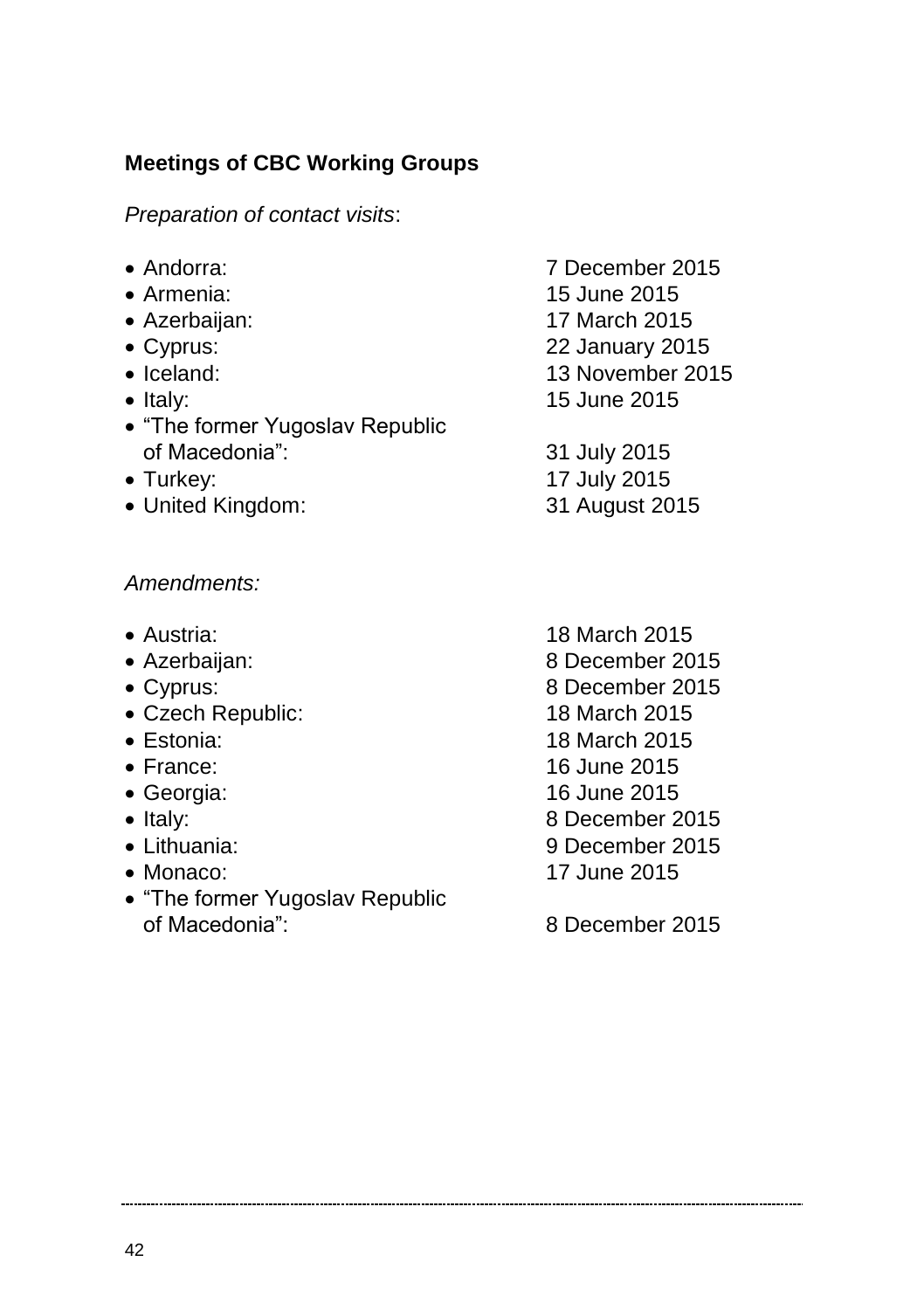**Meetings of CBC Working Groups**

*Preparation of contact visits*:

- Andorra: 7 December 2015
- Armenia: 15 June 2015
- Azerbaijan: 17 March 2015
- Cyprus: 22 January 2015
- Iceland: 13 November 2015
- Italy: 15 June 2015
- "The former Yugoslav Republic of Macedonia": 31 July 2015
- Turkey: 17 July 2015
- United Kingdom: 31 August 2015

*Amendments:*

- Austria: 18 March 2015
- Azerbaijan: 8 December 2015
- Cyprus: 8 December 2015
- Czech Republic: 18 March 2015
- Estonia: 18 March 2015
- France: 16 June 2015
- Georgia: 16 June 2015
- Italy: 8 December 2015
- Lithuania: 9 December 2015
- Monaco: 17 June 2015
- "The former Yugoslav Republic of Macedonia": 8 December 2015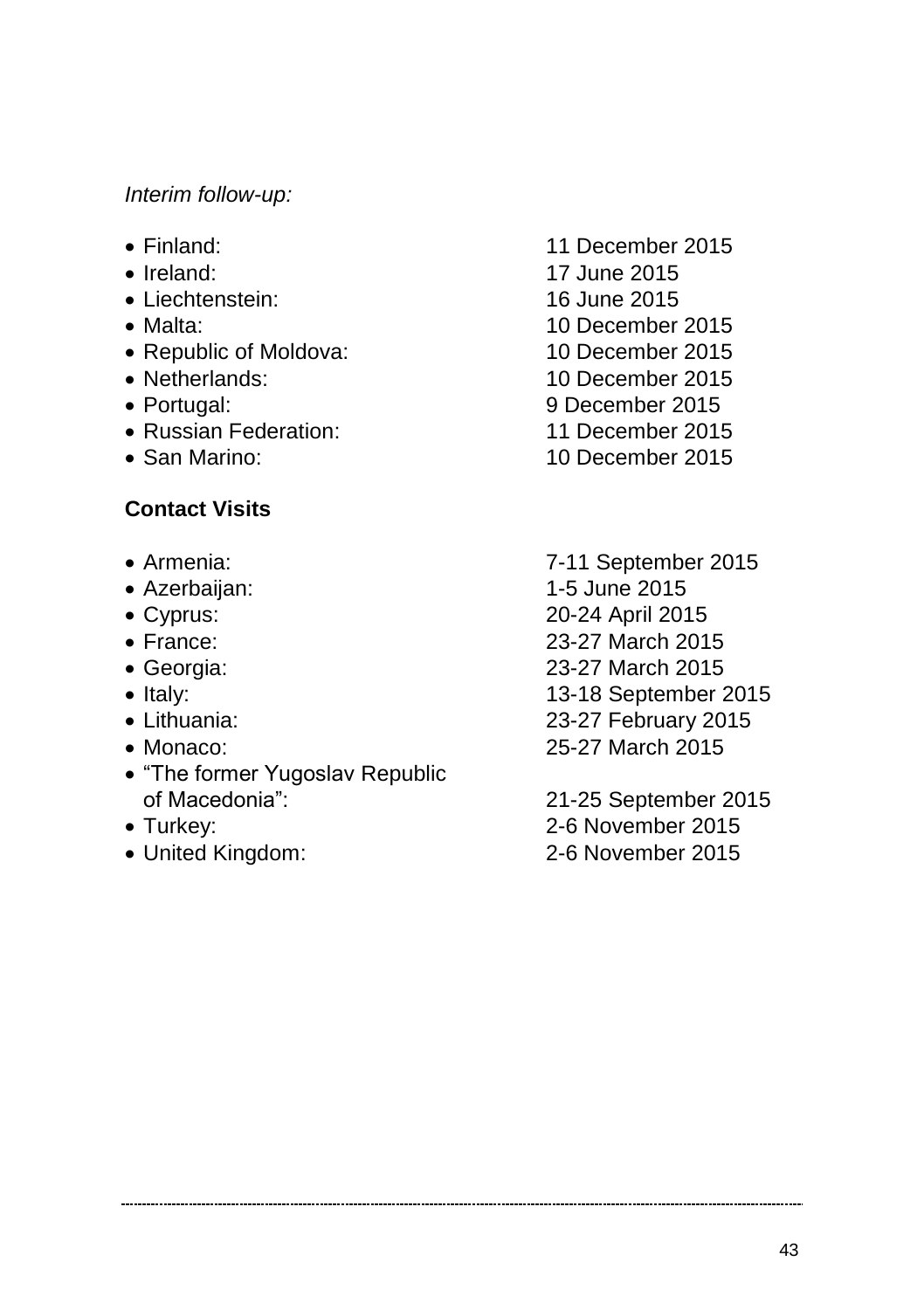*Interim follow-up:*

- Finland: 11 December 2015
- Ireland: 17 June 2015
- Liechtenstein: 16 June 2015
- Malta: 10 December 2015
- Republic of Moldova: 10 December 2015
- Netherlands: 10 December 2015
- Portugal: 9 December 2015
- Russian Federation: 11 December 2015
- San Marino: 10 December 2015

**Contact Visits**

- Armenia: 7-11 September 2015
- Azerbaijan: 1-5 June 2015
- Cyprus: 20-24 April 2015
- France: 23-27 March 2015
- Georgia: 23-27 March 2015
- Italy: 13-18 September 2015
- Lithuania: 23-27 February 2015
- Monaco: 25-27 March 2015
- "The former Yugoslav Republic of Macedonia": 21-25 September 2015
- Turkey: 2-6 November 2015
- United Kingdom: 2-6 November 2015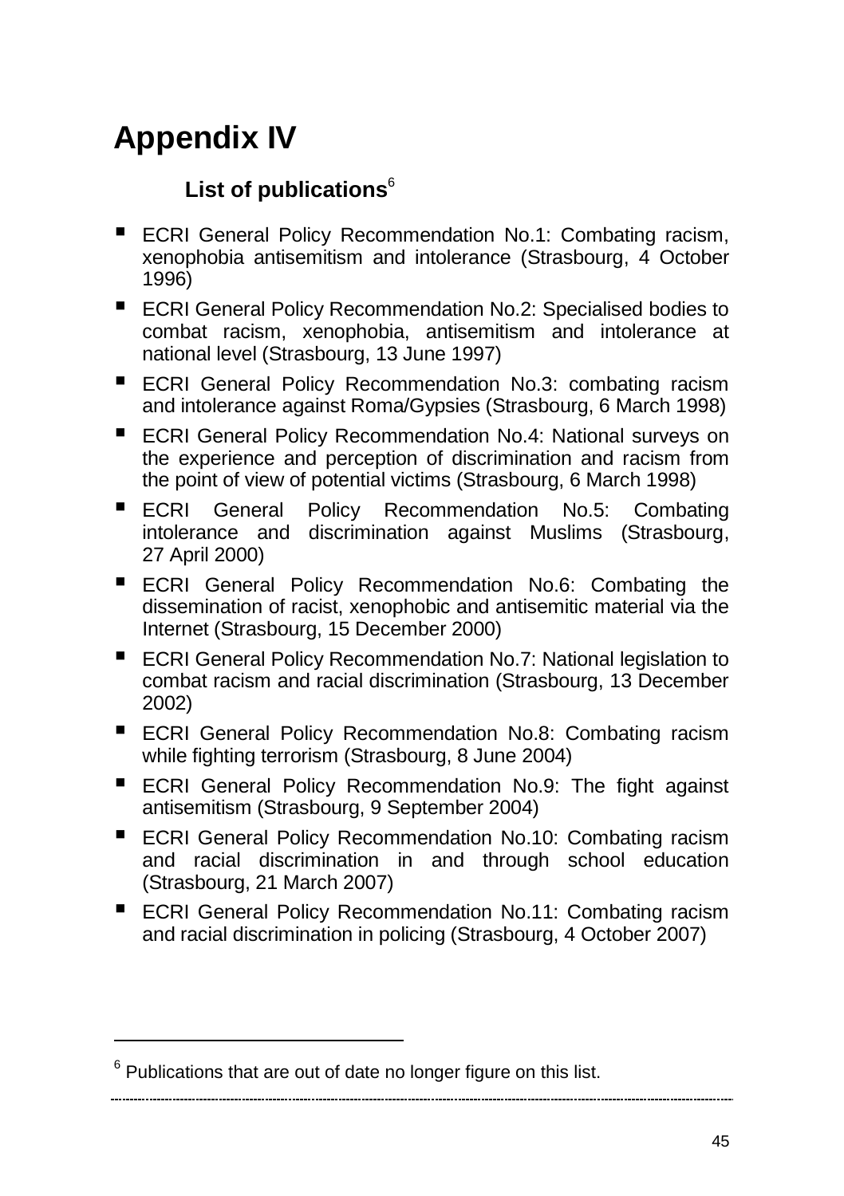# Appendix IV

## List of publications[6]

- ECRI General Policy Recommendation No.1: Combating racism, xenophobia antisemitism and intolerance (Strasbourg, 4 October 1996)
- ECRI General Policy Recommendation No.2: Specialised bodies to combat racism, xenophobia, antisemitism and intolerance at national level (Strasbourg, 13 June 1997)
- ECRI General Policy Recommendation No.3: combating racism and intolerance against Roma/Gypsies (Strasbourg, 6 March 1998)
- ECRI General Policy Recommendation No.4: National surveys on the experience and perception of discrimination and racism from the point of view of potential victims (Strasbourg, 6 March 1998)
- ECRI General Policy Recommendation No.5: Combating intolerance and discrimination against Muslims (Strasbourg, 27 April 2000)
- ECRI General Policy Recommendation No.6: Combating the dissemination of racist, xenophobic and antisemitic material via the Internet (Strasbourg, 15 December 2000)
- ECRI General Policy Recommendation No.7: National legislation to combat racism and racial discrimination (Strasbourg, 13 December 2002)
- ECRI General Policy Recommendation No.8: Combating racism while fighting terrorism (Strasbourg, 8 June 2004)
- ECRI General Policy Recommendation No.9: The fight against antisemitism (Strasbourg, 9 September 2004)
- ECRI General Policy Recommendation No.10: Combating racism and racial discrimination in and through school education (Strasbourg, 21 March 2007)
- ECRI General Policy Recommendation No.11: Combating racism and racial discrimination in policing (Strasbourg, 4 October 2007)

---

[6] Publications that are out of date no longer figure on this list.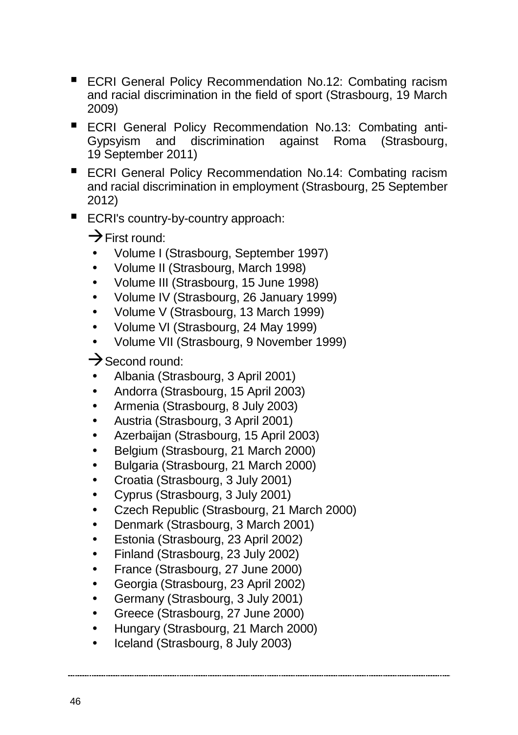- ECRI General Policy Recommendation No.12: Combating racism and racial discrimination in the field of sport (Strasbourg, 19 March 2009)
- ECRI General Policy Recommendation No.13: Combating anti-Gypsyism and discrimination against Roma (Strasbourg, 19 September 2011)
- ECRI General Policy Recommendation No.14: Combating racism and racial discrimination in employment (Strasbourg, 25 September 2012)
- ECRI's country-by-country approach:

  → First round:
  - Volume I (Strasbourg, September 1997)
  - Volume II (Strasbourg, March 1998)
  - Volume III (Strasbourg, 15 June 1998)
  - Volume IV (Strasbourg, 26 January 1999)
  - Volume V (Strasbourg, 13 March 1999)
  - Volume VI (Strasbourg, 24 May 1999)
  - Volume VII (Strasbourg, 9 November 1999)

  → Second round:
  - Albania (Strasbourg, 3 April 2001)
  - Andorra (Strasbourg, 15 April 2003)
  - Armenia (Strasbourg, 8 July 2003)
  - Austria (Strasbourg, 3 April 2001)
  - Azerbaijan (Strasbourg, 15 April 2003)
  - Belgium (Strasbourg, 21 March 2000)
  - Bulgaria (Strasbourg, 21 March 2000)
  - Croatia (Strasbourg, 3 July 2001)
  - Cyprus (Strasbourg, 3 July 2001)
  - Czech Republic (Strasbourg, 21 March 2000)
  - Denmark (Strasbourg, 3 March 2001)
  - Estonia (Strasbourg, 23 April 2002)
  - Finland (Strasbourg, 23 July 2002)
  - France (Strasbourg, 27 June 2000)
  - Georgia (Strasbourg, 23 April 2002)
  - Germany (Strasbourg, 3 July 2001)
  - Greece (Strasbourg, 27 June 2000)
  - Hungary (Strasbourg, 21 March 2000)
  - Iceland (Strasbourg, 8 July 2003)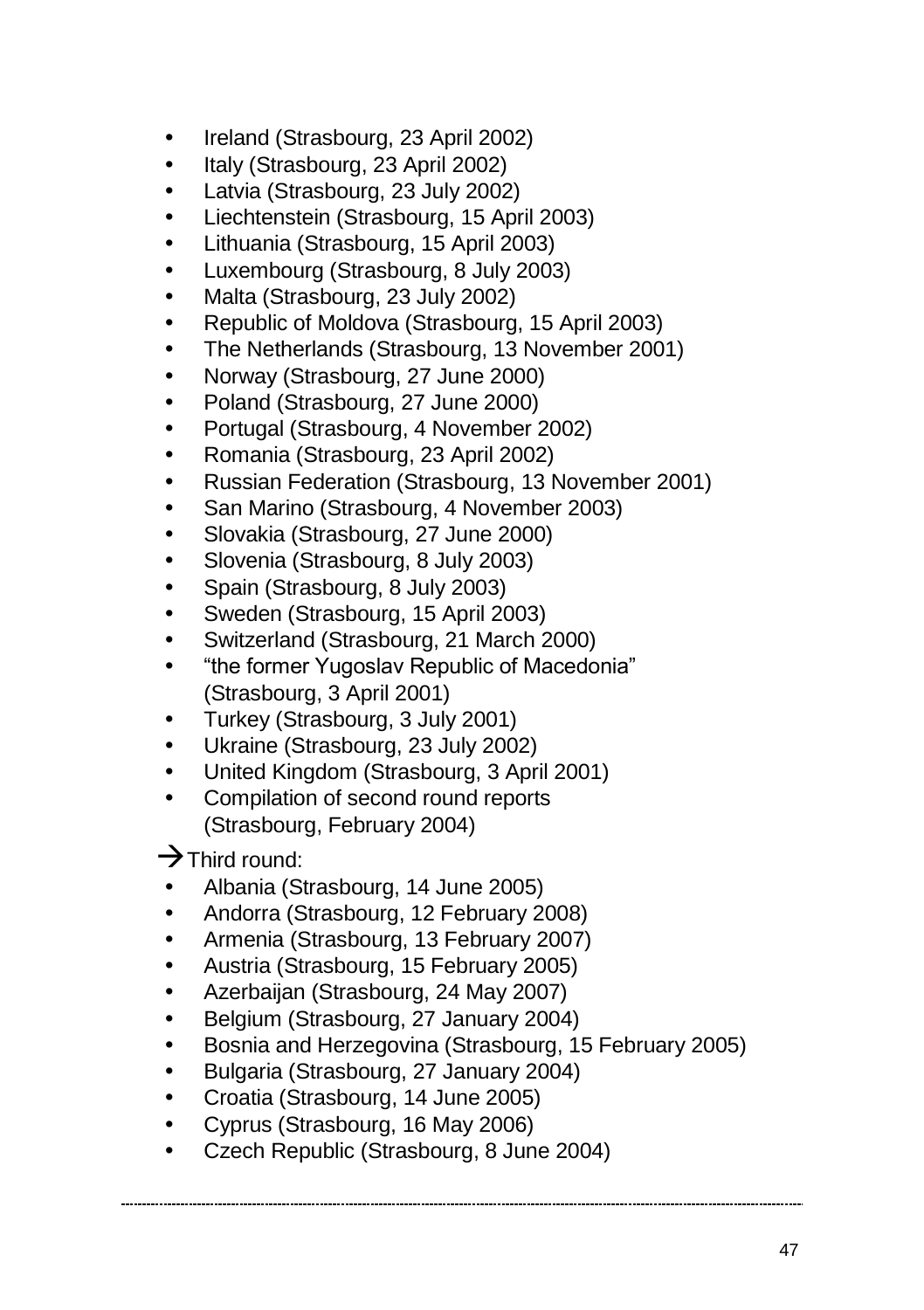- Ireland (Strasbourg, 23 April 2002)
- Italy (Strasbourg, 23 April 2002)
- Latvia (Strasbourg, 23 July 2002)
- Liechtenstein (Strasbourg, 15 April 2003)
- Lithuania (Strasbourg, 15 April 2003)
- Luxembourg (Strasbourg, 8 July 2003)
- Malta (Strasbourg, 23 July 2002)
- Republic of Moldova (Strasbourg, 15 April 2003)
- The Netherlands (Strasbourg, 13 November 2001)
- Norway (Strasbourg, 27 June 2000)
- Poland (Strasbourg, 27 June 2000)
- Portugal (Strasbourg, 4 November 2002)
- Romania (Strasbourg, 23 April 2002)
- Russian Federation (Strasbourg, 13 November 2001)
- San Marino (Strasbourg, 4 November 2003)
- Slovakia (Strasbourg, 27 June 2000)
- Slovenia (Strasbourg, 8 July 2003)
- Spain (Strasbourg, 8 July 2003)
- Sweden (Strasbourg, 15 April 2003)
- Switzerland (Strasbourg, 21 March 2000)
- "the former Yugoslav Republic of Macedonia" (Strasbourg, 3 April 2001)
- Turkey (Strasbourg, 3 July 2001)
- Ukraine (Strasbourg, 23 July 2002)
- United Kingdom (Strasbourg, 3 April 2001)
- Compilation of second round reports (Strasbourg, February 2004)

→ Third round:

- Albania (Strasbourg, 14 June 2005)
- Andorra (Strasbourg, 12 February 2008)
- Armenia (Strasbourg, 13 February 2007)
- Austria (Strasbourg, 15 February 2005)
- Azerbaijan (Strasbourg, 24 May 2007)
- Belgium (Strasbourg, 27 January 2004)
- Bosnia and Herzegovina (Strasbourg, 15 February 2005)
- Bulgaria (Strasbourg, 27 January 2004)
- Croatia (Strasbourg, 14 June 2005)
- Cyprus (Strasbourg, 16 May 2006)
- Czech Republic (Strasbourg, 8 June 2004)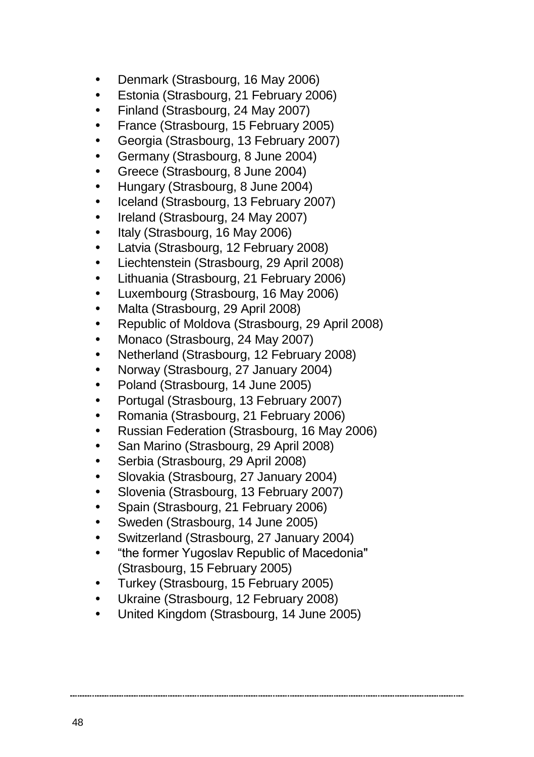- Denmark (Strasbourg, 16 May 2006)
- Estonia (Strasbourg, 21 February 2006)
- Finland (Strasbourg, 24 May 2007)
- France (Strasbourg, 15 February 2005)
- Georgia (Strasbourg, 13 February 2007)
- Germany (Strasbourg, 8 June 2004)
- Greece (Strasbourg, 8 June 2004)
- Hungary (Strasbourg, 8 June 2004)
- Iceland (Strasbourg, 13 February 2007)
- Ireland (Strasbourg, 24 May 2007)
- Italy (Strasbourg, 16 May 2006)
- Latvia (Strasbourg, 12 February 2008)
- Liechtenstein (Strasbourg, 29 April 2008)
- Lithuania (Strasbourg, 21 February 2006)
- Luxembourg (Strasbourg, 16 May 2006)
- Malta (Strasbourg, 29 April 2008)
- Republic of Moldova (Strasbourg, 29 April 2008)
- Monaco (Strasbourg, 24 May 2007)
- Netherland (Strasbourg, 12 February 2008)
- Norway (Strasbourg, 27 January 2004)
- Poland (Strasbourg, 14 June 2005)
- Portugal (Strasbourg, 13 February 2007)
- Romania (Strasbourg, 21 February 2006)
- Russian Federation (Strasbourg, 16 May 2006)
- San Marino (Strasbourg, 29 April 2008)
- Serbia (Strasbourg, 29 April 2008)
- Slovakia (Strasbourg, 27 January 2004)
- Slovenia (Strasbourg, 13 February 2007)
- Spain (Strasbourg, 21 February 2006)
- Sweden (Strasbourg, 14 June 2005)
- Switzerland (Strasbourg, 27 January 2004)
- "the former Yugoslav Republic of Macedonia" (Strasbourg, 15 February 2005)
- Turkey (Strasbourg, 15 February 2005)
- Ukraine (Strasbourg, 12 February 2008)
- United Kingdom (Strasbourg, 14 June 2005)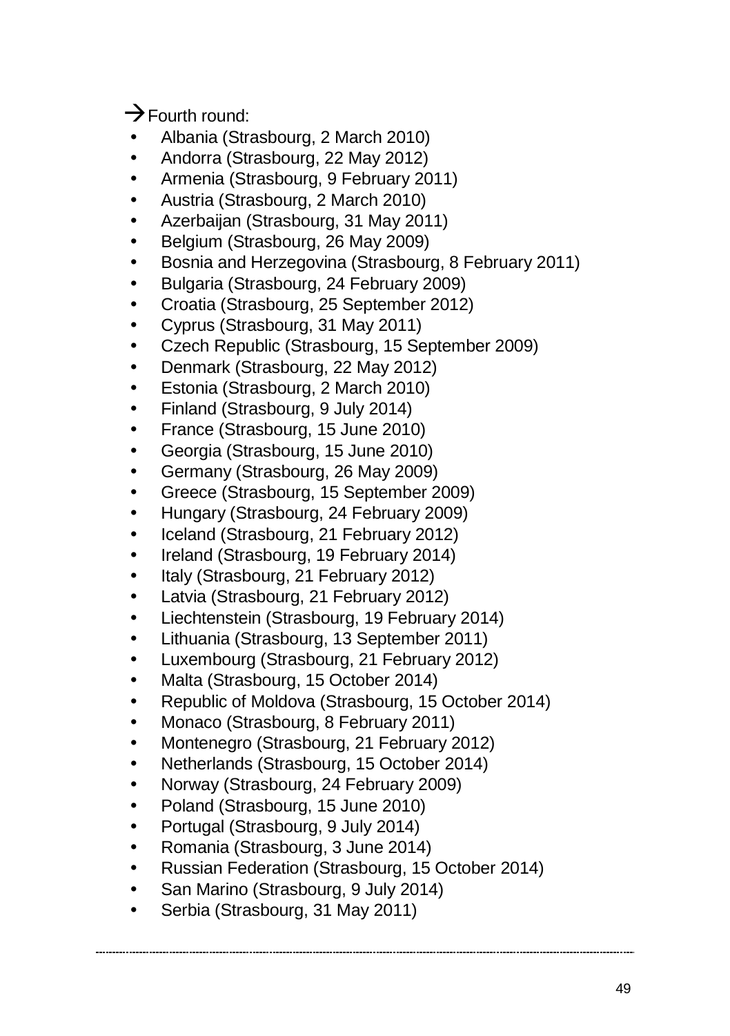→ Fourth round:

- Albania (Strasbourg, 2 March 2010)
- Andorra (Strasbourg, 22 May 2012)
- Armenia (Strasbourg, 9 February 2011)
- Austria (Strasbourg, 2 March 2010)
- Azerbaijan (Strasbourg, 31 May 2011)
- Belgium (Strasbourg, 26 May 2009)
- Bosnia and Herzegovina (Strasbourg, 8 February 2011)
- Bulgaria (Strasbourg, 24 February 2009)
- Croatia (Strasbourg, 25 September 2012)
- Cyprus (Strasbourg, 31 May 2011)
- Czech Republic (Strasbourg, 15 September 2009)
- Denmark (Strasbourg, 22 May 2012)
- Estonia (Strasbourg, 2 March 2010)
- Finland (Strasbourg, 9 July 2014)
- France (Strasbourg, 15 June 2010)
- Georgia (Strasbourg, 15 June 2010)
- Germany (Strasbourg, 26 May 2009)
- Greece (Strasbourg, 15 September 2009)
- Hungary (Strasbourg, 24 February 2009)
- Iceland (Strasbourg, 21 February 2012)
- Ireland (Strasbourg, 19 February 2014)
- Italy (Strasbourg, 21 February 2012)
- Latvia (Strasbourg, 21 February 2012)
- Liechtenstein (Strasbourg, 19 February 2014)
- Lithuania (Strasbourg, 13 September 2011)
- Luxembourg (Strasbourg, 21 February 2012)
- Malta (Strasbourg, 15 October 2014)
- Republic of Moldova (Strasbourg, 15 October 2014)
- Monaco (Strasbourg, 8 February 2011)
- Montenegro (Strasbourg, 21 February 2012)
- Netherlands (Strasbourg, 15 October 2014)
- Norway (Strasbourg, 24 February 2009)
- Poland (Strasbourg, 15 June 2010)
- Portugal (Strasbourg, 9 July 2014)
- Romania (Strasbourg, 3 June 2014)
- Russian Federation (Strasbourg, 15 October 2014)
- San Marino (Strasbourg, 9 July 2014)
- Serbia (Strasbourg, 31 May 2011)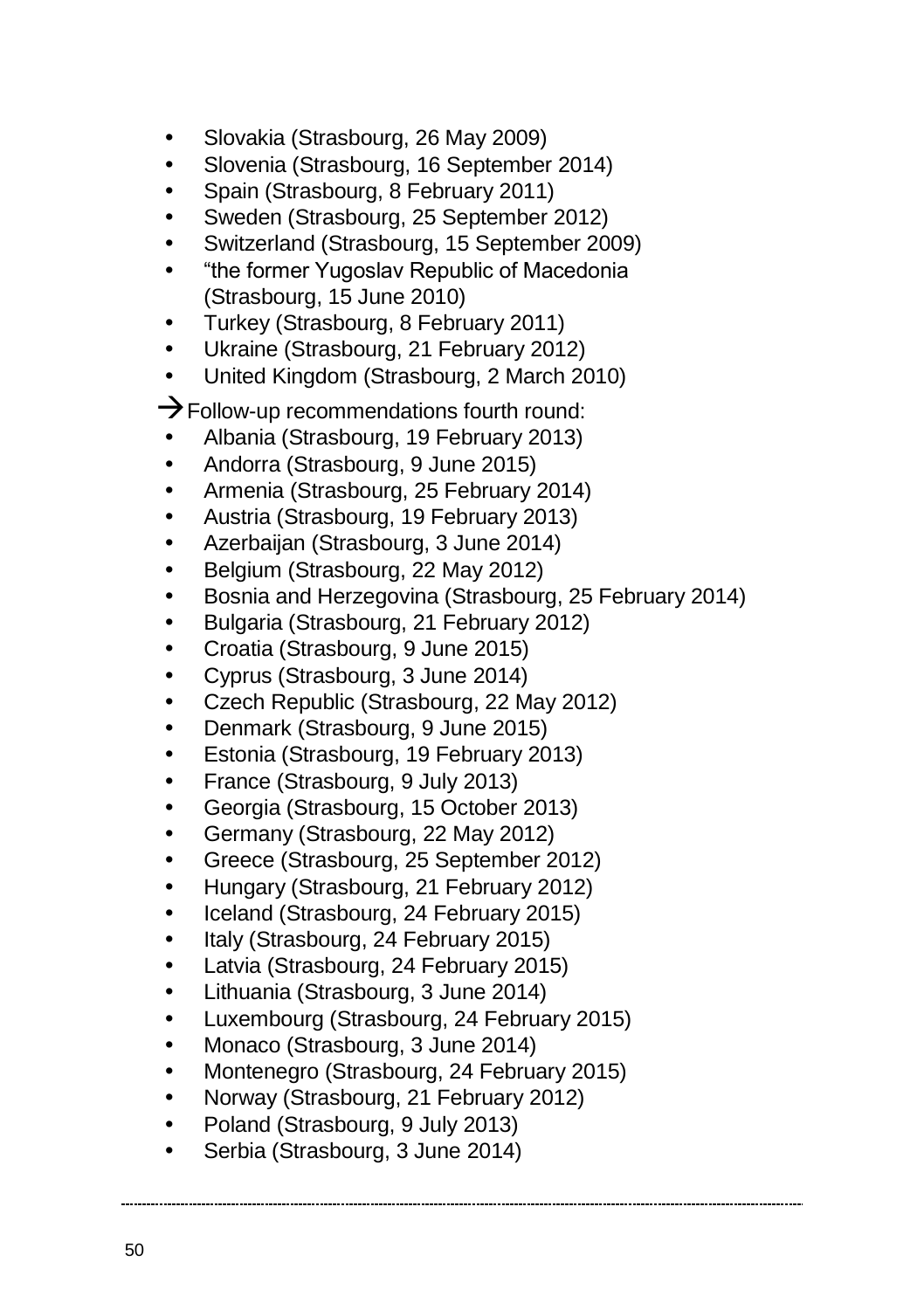- Slovakia (Strasbourg, 26 May 2009)
- Slovenia (Strasbourg, 16 September 2014)
- Spain (Strasbourg, 8 February 2011)
- Sweden (Strasbourg, 25 September 2012)
- Switzerland (Strasbourg, 15 September 2009)
- "the former Yugoslav Republic of Macedonia (Strasbourg, 15 June 2010)
- Turkey (Strasbourg, 8 February 2011)
- Ukraine (Strasbourg, 21 February 2012)
- United Kingdom (Strasbourg, 2 March 2010)

→Follow-up recommendations fourth round:

- Albania (Strasbourg, 19 February 2013)
- Andorra (Strasbourg, 9 June 2015)
- Armenia (Strasbourg, 25 February 2014)
- Austria (Strasbourg, 19 February 2013)
- Azerbaijan (Strasbourg, 3 June 2014)
- Belgium (Strasbourg, 22 May 2012)
- Bosnia and Herzegovina (Strasbourg, 25 February 2014)
- Bulgaria (Strasbourg, 21 February 2012)
- Croatia (Strasbourg, 9 June 2015)
- Cyprus (Strasbourg, 3 June 2014)
- Czech Republic (Strasbourg, 22 May 2012)
- Denmark (Strasbourg, 9 June 2015)
- Estonia (Strasbourg, 19 February 2013)
- France (Strasbourg, 9 July 2013)
- Georgia (Strasbourg, 15 October 2013)
- Germany (Strasbourg, 22 May 2012)
- Greece (Strasbourg, 25 September 2012)
- Hungary (Strasbourg, 21 February 2012)
- Iceland (Strasbourg, 24 February 2015)
- Italy (Strasbourg, 24 February 2015)
- Latvia (Strasbourg, 24 February 2015)
- Lithuania (Strasbourg, 3 June 2014)
- Luxembourg (Strasbourg, 24 February 2015)
- Monaco (Strasbourg, 3 June 2014)
- Montenegro (Strasbourg, 24 February 2015)
- Norway (Strasbourg, 21 February 2012)
- Poland (Strasbourg, 9 July 2013)
- Serbia (Strasbourg, 3 June 2014)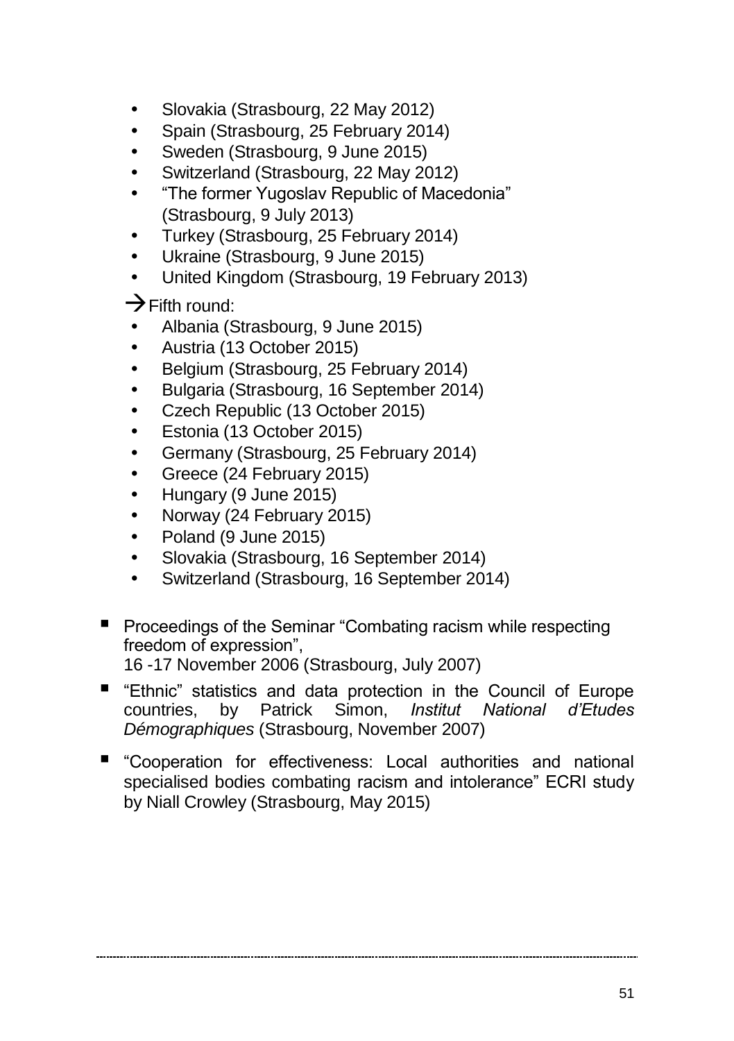- Slovakia (Strasbourg, 22 May 2012)
- Spain (Strasbourg, 25 February 2014)
- Sweden (Strasbourg, 9 June 2015)
- Switzerland (Strasbourg, 22 May 2012)
- "The former Yugoslav Republic of Macedonia" (Strasbourg, 9 July 2013)
- Turkey (Strasbourg, 25 February 2014)
- Ukraine (Strasbourg, 9 June 2015)
- United Kingdom (Strasbourg, 19 February 2013)

→ Fifth round:

- Albania (Strasbourg, 9 June 2015)
- Austria (13 October 2015)
- Belgium (Strasbourg, 25 February 2014)
- Bulgaria (Strasbourg, 16 September 2014)
- Czech Republic (13 October 2015)
- Estonia (13 October 2015)
- Germany (Strasbourg, 25 February 2014)
- Greece (24 February 2015)
- Hungary (9 June 2015)
- Norway (24 February 2015)
- Poland (9 June 2015)
- Slovakia (Strasbourg, 16 September 2014)
- Switzerland (Strasbourg, 16 September 2014)

- Proceedings of the Seminar "Combating racism while respecting freedom of expression", 16 -17 November 2006 (Strasbourg, July 2007)
- "Ethnic" statistics and data protection in the Council of Europe countries, by Patrick Simon, *Institut National d'Etudes Démographiques* (Strasbourg, November 2007)
- "Cooperation for effectiveness: Local authorities and national specialised bodies combating racism and intolerance" ECRI study by Niall Crowley (Strasbourg, May 2015)